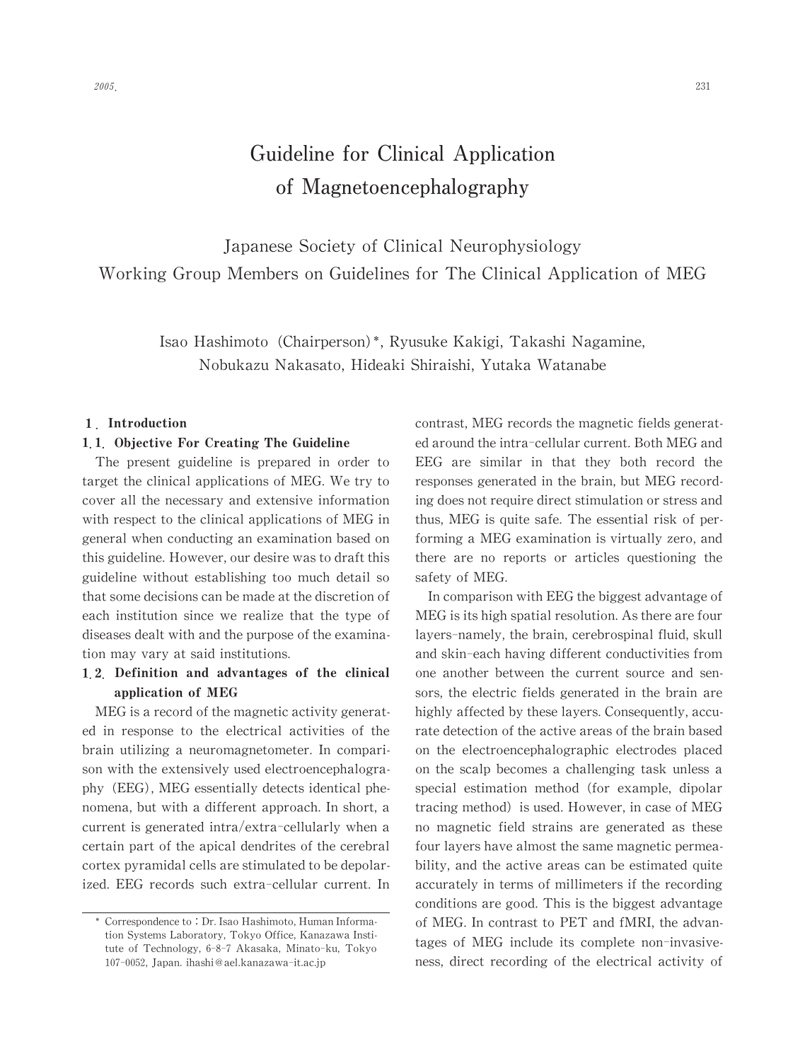# Guideline for Clinical Application of Magnetoencephalography

Japanese Society of Clinical Neurophysiology
Working Group Members on Guidelines for The Clinical Application of MEG

Isao Hashimoto (Chairperson)*, Ryusuke Kakigi, Takashi Nagamine, Nobukazu Nakasato, Hideaki Shiraishi, Yutaka Watanabe

## 1. Introduction

### 1.1. Objective For Creating The Guideline

The present guideline is prepared in order to target the clinical applications of MEG. We try to cover all the necessary and extensive information with respect to the clinical applications of MEG in general when conducting an examination based on this guideline. However, our desire was to draft this guideline without establishing too much detail so that some decisions can be made at the discretion of each institution since we realize that the type of diseases dealt with and the purpose of the examination may vary at said institutions.

### 1.2. Definition and advantages of the clinical application of MEG

MEG is a record of the magnetic activity generated in response to the electrical activities of the brain utilizing a neuromagnetometer. In comparison with the extensively used electroencephalography (EEG), MEG essentially detects identical phenomena, but with a different approach. In short, a current is generated intra/extra-cellularly when a certain part of the apical dendrites of the cerebral cortex pyramidal cells are stimulated to be depolarized. EEG records such extra-cellular current. In contrast, MEG records the magnetic fields generated around the intra-cellular current. Both MEG and EEG are similar in that they both record the responses generated in the brain, but MEG recording does not require direct stimulation or stress and thus, MEG is quite safe. The essential risk of performing a MEG examination is virtually zero, and there are no reports or articles questioning the safety of MEG.

In comparison with EEG the biggest advantage of MEG is its high spatial resolution. As there are four layers-namely, the brain, cerebrospinal fluid, skull and skin-each having different conductivities from one another between the current source and sensors, the electric fields generated in the brain are highly affected by these layers. Consequently, accurate detection of the active areas of the brain based on the electroencephalographic electrodes placed on the scalp becomes a challenging task unless a special estimation method (for example, dipolar tracing method) is used. However, in case of MEG no magnetic field strains are generated as these four layers have almost the same magnetic permeability, and the active areas can be estimated quite accurately in terms of millimeters if the recording conditions are good. This is the biggest advantage of MEG. In contrast to PET and fMRI, the advantages of MEG include its complete non-invasiveness, direct recording of the electrical activity of

\* Correspondence to : Dr. Isao Hashimoto, Human Information Systems Laboratory, Tokyo Office, Kanazawa Institute of Technology, 6-8-7 Akasaka, Minato-ku, Tokyo 107-0052, Japan. ihashi@ael.kanazawa-it.ac.jp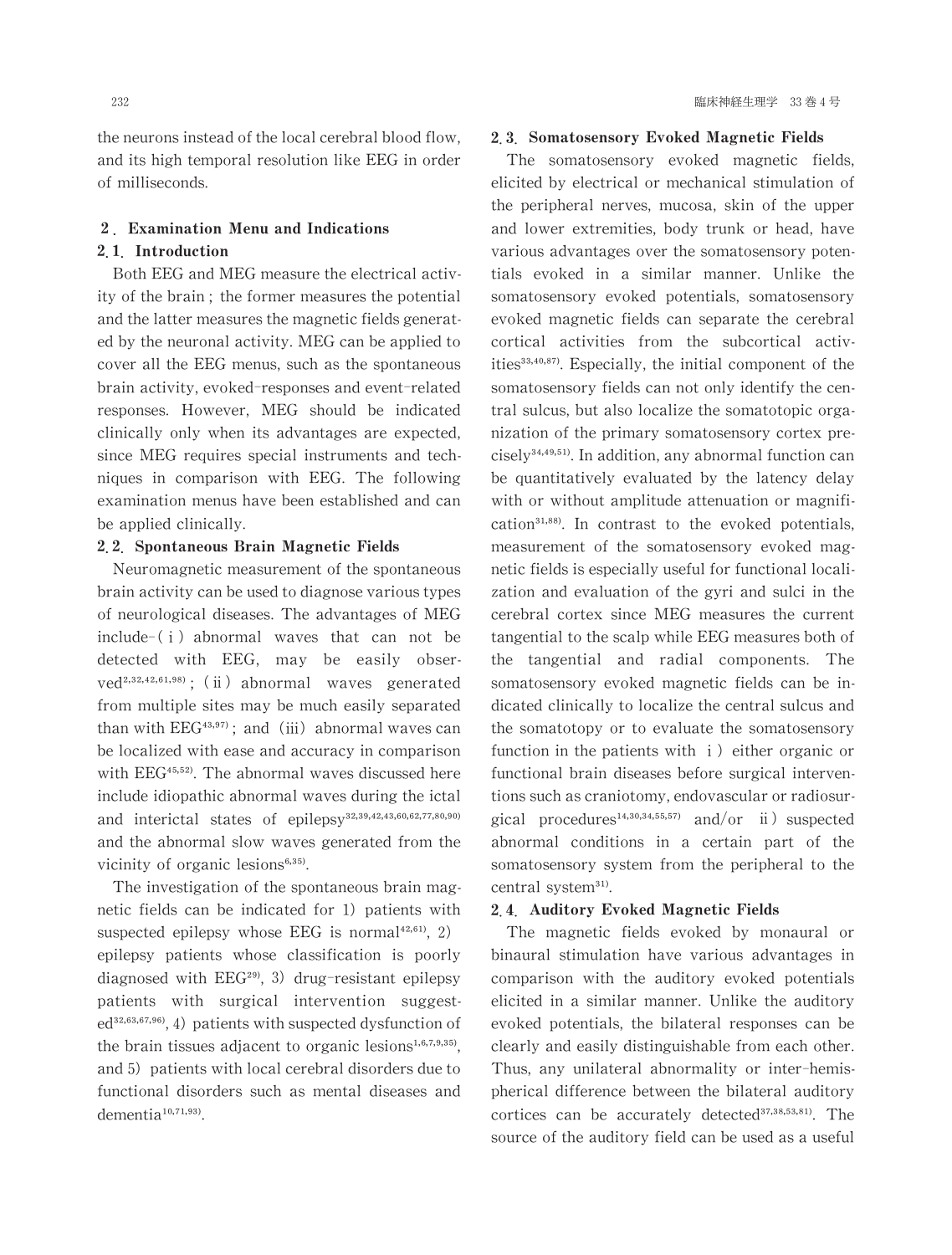the neurons instead of the local cerebral blood flow, and its high temporal resolution like EEG in order of milliseconds.

## 2. Examination Menu and Indications

### 2.1. Introduction

Both EEG and MEG measure the electrical activity of the brain ; the former measures the potential and the latter measures the magnetic fields generated by the neuronal activity. MEG can be applied to cover all the EEG menus, such as the spontaneous brain activity, evoked-responses and event-related responses. However, MEG should be indicated clinically only when its advantages are expected, since MEG requires special instruments and techniques in comparison with EEG. The following examination menus have been established and can be applied clinically.

### 2.2. Spontaneous Brain Magnetic Fields

Neuromagnetic measurement of the spontaneous brain activity can be used to diagnose various types of neurological diseases. The advantages of MEG include-(i) abnormal waves that can not be detected with EEG, may be easily observed[2,32,42,61,98] ; (ii) abnormal waves generated from multiple sites may be much easily separated than with EEG[43,97] ; and (iii) abnormal waves can be localized with ease and accuracy in comparison with EEG[45,52]. The abnormal waves discussed here include idiopathic abnormal waves during the ictal and interictal states of epilepsy[32,39,42,43,60,62,77,80,90] and the abnormal slow waves generated from the vicinity of organic lesions[6,35].

The investigation of the spontaneous brain magnetic fields can be indicated for 1) patients with suspected epilepsy whose EEG is normal[42,61], 2) epilepsy patients whose classification is poorly diagnosed with EEG[29], 3) drug-resistant epilepsy patients with surgical intervention suggested[32,63,67,96], 4) patients with suspected dysfunction of the brain tissues adjacent to organic lesions[1,6,7,9,35], and 5) patients with local cerebral disorders due to functional disorders such as mental diseases and dementia[10,71,93].

### 2.3. Somatosensory Evoked Magnetic Fields

The somatosensory evoked magnetic fields, elicited by electrical or mechanical stimulation of the peripheral nerves, mucosa, skin of the upper and lower extremities, body trunk or head, have various advantages over the somatosensory potentials evoked in a similar manner. Unlike the somatosensory evoked potentials, somatosensory evoked magnetic fields can separate the cerebral cortical activities from the subcortical activities[33,40,87]. Especially, the initial component of the somatosensory fields can not only identify the central sulcus, but also localize the somatotopic organization of the primary somatosensory cortex precisely[34,49,51]. In addition, any abnormal function can be quantitatively evaluated by the latency delay with or without amplitude attenuation or magnification[31,88]. In contrast to the evoked potentials, measurement of the somatosensory evoked magnetic fields is especially useful for functional localization and evaluation of the gyri and sulci in the cerebral cortex since MEG measures the current tangential to the scalp while EEG measures both of the tangential and radial components. The somatosensory evoked magnetic fields can be indicated clinically to localize the central sulcus and the somatotopy or to evaluate the somatosensory function in the patients with i) either organic or functional brain diseases before surgical interventions such as craniotomy, endovascular or radiosurgical procedures[14,30,34,55,57] and/or ii) suspected abnormal conditions in a certain part of the somatosensory system from the peripheral to the central system[31].

### 2.4. Auditory Evoked Magnetic Fields

The magnetic fields evoked by monaural or binaural stimulation have various advantages in comparison with the auditory evoked potentials elicited in a similar manner. Unlike the auditory evoked potentials, the bilateral responses can be clearly and easily distinguishable from each other. Thus, any unilateral abnormality or inter-hemispherical difference between the bilateral auditory cortices can be accurately detected[37,38,53,81]. The source of the auditory field can be used as a useful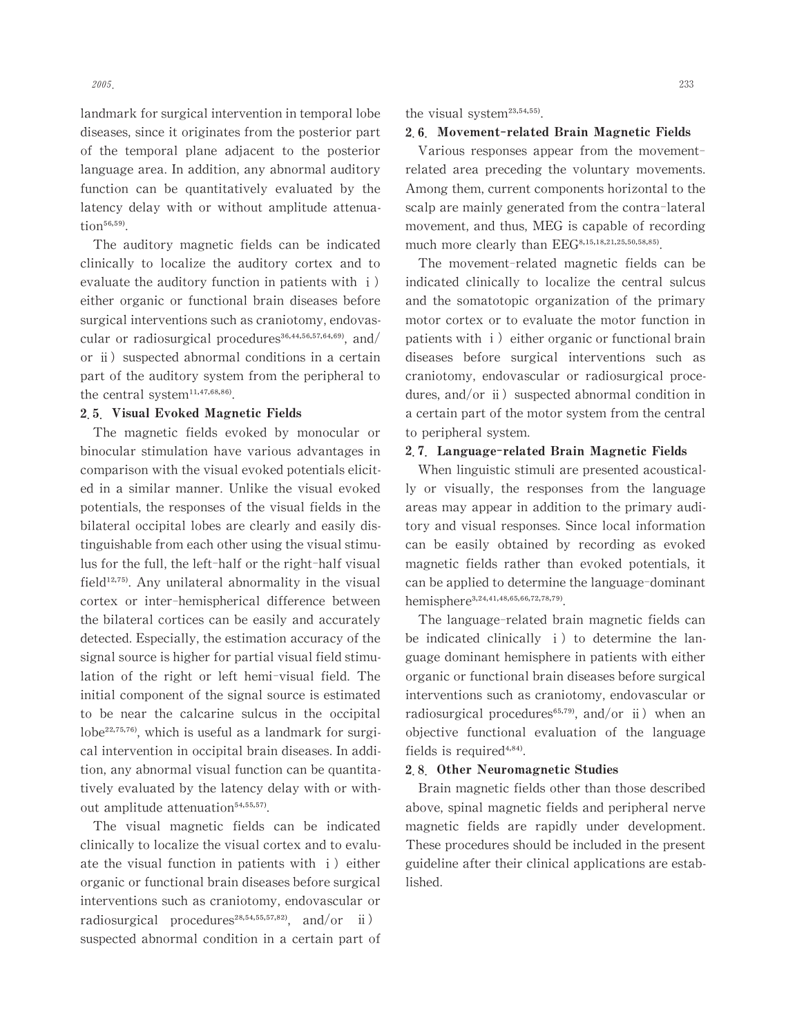landmark for surgical intervention in temporal lobe diseases, since it originates from the posterior part of the temporal plane adjacent to the posterior language area. In addition, any abnormal auditory function can be quantitatively evaluated by the latency delay with or without amplitude attenuation[56,59].

The auditory magnetic fields can be indicated clinically to localize the auditory cortex and to evaluate the auditory function in patients with i) either organic or functional brain diseases before surgical interventions such as craniotomy, endovascular or radiosurgical procedures[36,44,56,57,64,69], and/or ii) suspected abnormal conditions in a certain part of the auditory system from the peripheral to the central system[11,47,68,86].

### 2.5. Visual Evoked Magnetic Fields

The magnetic fields evoked by monocular or binocular stimulation have various advantages in comparison with the visual evoked potentials elicited in a similar manner. Unlike the visual evoked potentials, the responses of the visual fields in the bilateral occipital lobes are clearly and easily distinguishable from each other using the visual stimulus for the full, the left-half or the right-half visual field[12,75]. Any unilateral abnormality in the visual cortex or inter-hemispherical difference between the bilateral cortices can be easily and accurately detected. Especially, the estimation accuracy of the signal source is higher for partial visual field stimulation of the right or left hemi-visual field. The initial component of the signal source is estimated to be near the calcarine sulcus in the occipital lobe[22,75,76], which is useful as a landmark for surgical intervention in occipital brain diseases. In addition, any abnormal visual function can be quantitatively evaluated by the latency delay with or without amplitude attenuation[54,55,57].

The visual magnetic fields can be indicated clinically to localize the visual cortex and to evaluate the visual function in patients with i) either organic or functional brain diseases before surgical interventions such as craniotomy, endovascular or radiosurgical procedures[28,54,55,57,82], and/or ii) suspected abnormal condition in a certain part of the visual system[23,54,55].

### 2.6. Movement-related Brain Magnetic Fields

Various responses appear from the movement-related area preceding the voluntary movements. Among them, current components horizontal to the scalp are mainly generated from the contra-lateral movement, and thus, MEG is capable of recording much more clearly than EEG[8,15,18,21,25,50,58,85].

The movement-related magnetic fields can be indicated clinically to localize the central sulcus and the somatotopic organization of the primary motor cortex or to evaluate the motor function in patients with i) either organic or functional brain diseases before surgical interventions such as craniotomy, endovascular or radiosurgical procedures, and/or ii) suspected abnormal condition in a certain part of the motor system from the central to peripheral system.

### 2.7. Language-related Brain Magnetic Fields

When linguistic stimuli are presented acoustically or visually, the responses from the language areas may appear in addition to the primary auditory and visual responses. Since local information can be easily obtained by recording as evoked magnetic fields rather than evoked potentials, it can be applied to determine the language-dominant hemisphere[3,24,41,48,65,66,72,78,79].

The language-related brain magnetic fields can be indicated clinically i) to determine the language dominant hemisphere in patients with either organic or functional brain diseases before surgical interventions such as craniotomy, endovascular or radiosurgical procedures[65,79], and/or ii) when an objective functional evaluation of the language fields is required[4,84].

### 2.8. Other Neuromagnetic Studies

Brain magnetic fields other than those described above, spinal magnetic fields and peripheral nerve magnetic fields are rapidly under development. These procedures should be included in the present guideline after their clinical applications are established.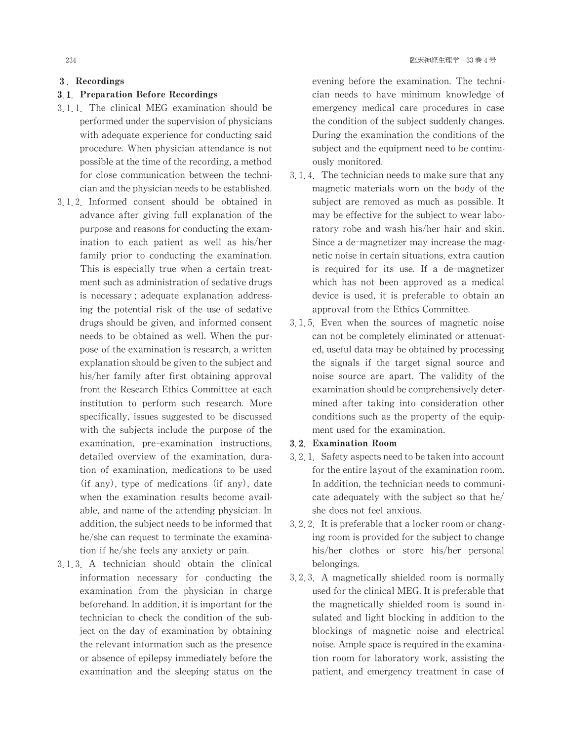## 3. Recordings

### 3.1. Preparation Before Recordings

3.1.1. The clinical MEG examination should be performed under the supervision of physicians with adequate experience for conducting said procedure. When physician attendance is not possible at the time of the recording, a method for close communication between the technician and the physician needs to be established.

3.1.2. Informed consent should be obtained in advance after giving full explanation of the purpose and reasons for conducting the examination to each patient as well as his/her family prior to conducting the examination. This is especially true when a certain treatment such as administration of sedative drugs is necessary; adequate explanation addressing the potential risk of the use of sedative drugs should be given, and informed consent needs to be obtained as well. When the purpose of the examination is research, a written explanation should be given to the subject and his/her family after first obtaining approval from the Research Ethics Committee at each institution to perform such research. More specifically, issues suggested to be discussed with the subjects include the purpose of the examination, pre-examination instructions, detailed overview of the examination, duration of examination, medications to be used (if any), type of medications (if any), date when the examination results become available, and name of the attending physician. In addition, the subject needs to be informed that he/she can request to terminate the examination if he/she feels any anxiety or pain.

3.1.3. A technician should obtain the clinical information necessary for conducting the examination from the physician in charge beforehand. In addition, it is important for the technician to check the condition of the subject on the day of examination by obtaining the relevant information such as the presence or absence of epilepsy immediately before the examination and the sleeping status on the evening before the examination. The technician needs to have minimum knowledge of emergency medical care procedures in case the condition of the subject suddenly changes. During the examination the conditions of the subject and the equipment need to be continuously monitored.

3.1.4. The technician needs to make sure that any magnetic materials worn on the body of the subject are removed as much as possible. It may be effective for the subject to wear laboratory robe and wash his/her hair and skin. Since a de-magnetizer may increase the magnetic noise in certain situations, extra caution is required for its use. If a de-magnetizer which has not been approved as a medical device is used, it is preferable to obtain an approval from the Ethics Committee.

3.1.5. Even when the sources of magnetic noise can not be completely eliminated or attenuated, useful data may be obtained by processing the signals if the target signal source and noise source are apart. The validity of the examination should be comprehensively determined after taking into consideration other conditions such as the property of the equipment used for the examination.

### 3.2. Examination Room

3.2.1. Safety aspects need to be taken into account for the entire layout of the examination room. In addition, the technician needs to communicate adequately with the subject so that he/she does not feel anxious.

3.2.2. It is preferable that a locker room or changing room is provided for the subject to change his/her clothes or store his/her personal belongings.

3.2.3. A magnetically shielded room is normally used for the clinical MEG. It is preferable that the magnetically shielded room is sound insulated and light blocking in addition to the blockings of magnetic noise and electrical noise. Ample space is required in the examination room for laboratory work, assisting the patient, and emergency treatment in case of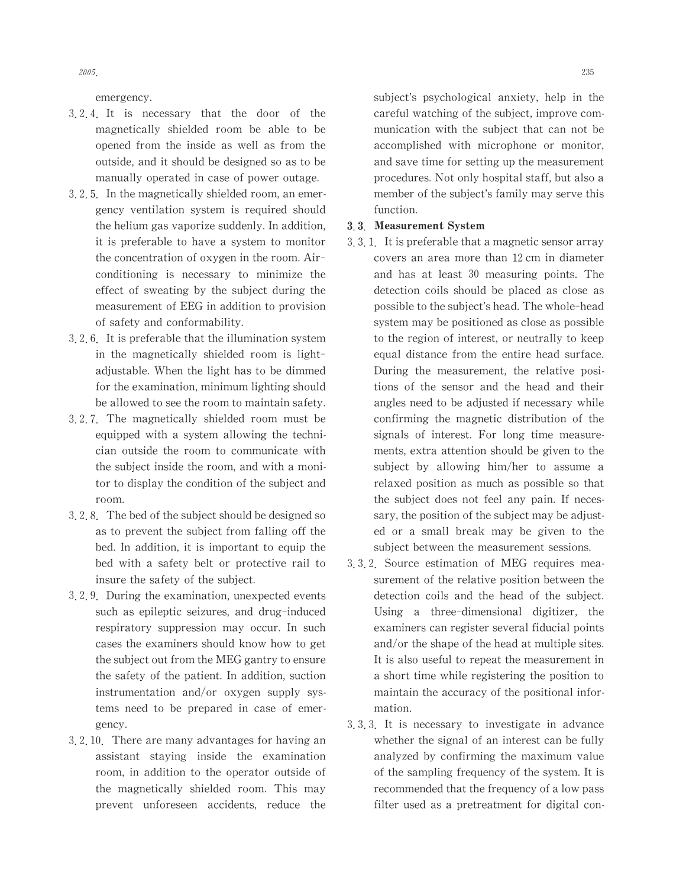emergency.

3.2.4. It is necessary that the door of the magnetically shielded room be able to be opened from the inside as well as from the outside, and it should be designed so as to be manually operated in case of power outage.

3.2.5. In the magnetically shielded room, an emergency ventilation system is required should the helium gas vaporize suddenly. In addition, it is preferable to have a system to monitor the concentration of oxygen in the room. Air-conditioning is necessary to minimize the effect of sweating by the subject during the measurement of EEG in addition to provision of safety and conformability.

3.2.6. It is preferable that the illumination system in the magnetically shielded room is light-adjustable. When the light has to be dimmed for the examination, minimum lighting should be allowed to see the room to maintain safety.

3.2.7. The magnetically shielded room must be equipped with a system allowing the technician outside the room to communicate with the subject inside the room, and with a monitor to display the condition of the subject and room.

3.2.8. The bed of the subject should be designed so as to prevent the subject from falling off the bed. In addition, it is important to equip the bed with a safety belt or protective rail to insure the safety of the subject.

3.2.9. During the examination, unexpected events such as epileptic seizures, and drug-induced respiratory suppression may occur. In such cases the examiners should know how to get the subject out from the MEG gantry to ensure the safety of the patient. In addition, suction instrumentation and/or oxygen supply systems need to be prepared in case of emergency.

3.2.10. There are many advantages for having an assistant staying inside the examination room, in addition to the operator outside of the magnetically shielded room. This may prevent unforeseen accidents, reduce the subject's psychological anxiety, help in the careful watching of the subject, improve communication with the subject that can not be accomplished with microphone or monitor, and save time for setting up the measurement procedures. Not only hospital staff, but also a member of the subject's family may serve this function.

### 3.3. Measurement System

3.3.1. It is preferable that a magnetic sensor array covers an area more than 12 cm in diameter and has at least 30 measuring points. The detection coils should be placed as close as possible to the subject's head. The whole-head system may be positioned as close as possible to the region of interest, or neutrally to keep equal distance from the entire head surface. During the measurement, the relative positions of the sensor and the head and their angles need to be adjusted if necessary while confirming the magnetic distribution of the signals of interest. For long time measurements, extra attention should be given to the subject by allowing him/her to assume a relaxed position as much as possible so that the subject does not feel any pain. If necessary, the position of the subject may be adjusted or a small break may be given to the subject between the measurement sessions.

3.3.2. Source estimation of MEG requires measurement of the relative position between the detection coils and the head of the subject. Using a three-dimensional digitizer, the examiners can register several fiducial points and/or the shape of the head at multiple sites. It is also useful to repeat the measurement in a short time while registering the position to maintain the accuracy of the positional information.

3.3.3. It is necessary to investigate in advance whether the signal of an interest can be fully analyzed by confirming the maximum value of the sampling frequency of the system. It is recommended that the frequency of a low pass filter used as a pretreatment for digital con-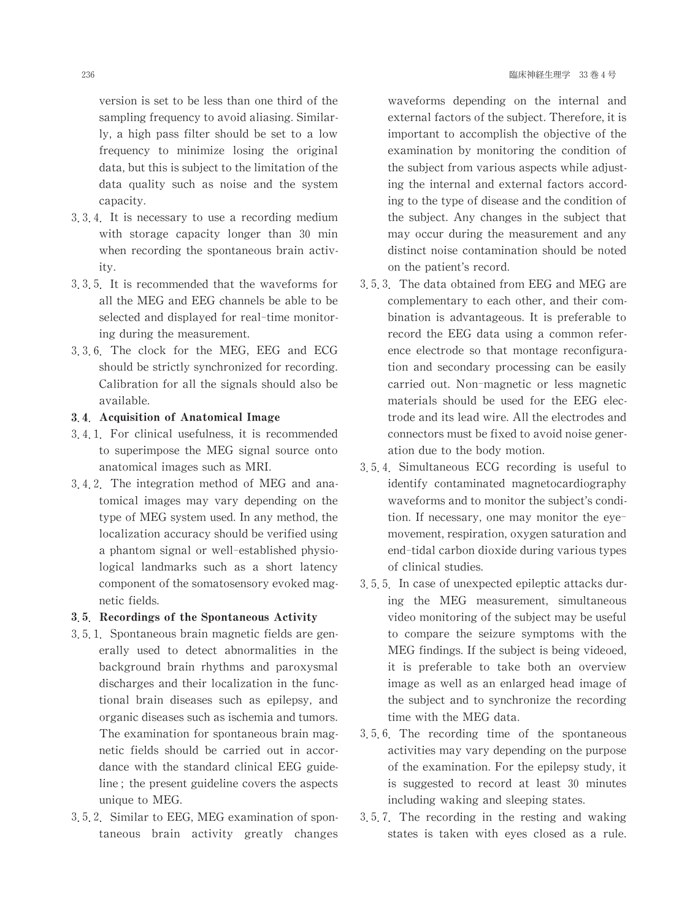version is set to be less than one third of the sampling frequency to avoid aliasing. Similarly, a high pass filter should be set to a low frequency to minimize losing the original data, but this is subject to the limitation of the data quality such as noise and the system capacity.

3.3.4. It is necessary to use a recording medium with storage capacity longer than 30 min when recording the spontaneous brain activity.

3.3.5. It is recommended that the waveforms for all the MEG and EEG channels be able to be selected and displayed for real-time monitoring during the measurement.

3.3.6. The clock for the MEG, EEG and ECG should be strictly synchronized for recording. Calibration for all the signals should also be available.

### 3.4. Acquisition of Anatomical Image

3.4.1. For clinical usefulness, it is recommended to superimpose the MEG signal source onto anatomical images such as MRI.

3.4.2. The integration method of MEG and anatomical images may vary depending on the type of MEG system used. In any method, the localization accuracy should be verified using a phantom signal or well-established physiological landmarks such as a short latency component of the somatosensory evoked magnetic fields.

### 3.5. Recordings of the Spontaneous Activity

3.5.1. Spontaneous brain magnetic fields are generally used to detect abnormalities in the background brain rhythms and paroxysmal discharges and their localization in the functional brain diseases such as epilepsy, and organic diseases such as ischemia and tumors. The examination for spontaneous brain magnetic fields should be carried out in accordance with the standard clinical EEG guideline ; the present guideline covers the aspects unique to MEG.

3.5.2. Similar to EEG, MEG examination of spontaneous brain activity greatly changes waveforms depending on the internal and external factors of the subject. Therefore, it is important to accomplish the objective of the examination by monitoring the condition of the subject from various aspects while adjusting the internal and external factors according to the type of disease and the condition of the subject. Any changes in the subject that may occur during the measurement and any distinct noise contamination should be noted on the patient's record.

3.5.3. The data obtained from EEG and MEG are complementary to each other, and their combination is advantageous. It is preferable to record the EEG data using a common reference electrode so that montage reconfiguration and secondary processing can be easily carried out. Non-magnetic or less magnetic materials should be used for the EEG electrode and its lead wire. All the electrodes and connectors must be fixed to avoid noise generation due to the body motion.

3.5.4. Simultaneous ECG recording is useful to identify contaminated magnetocardiography waveforms and to monitor the subject's condition. If necessary, one may monitor the eye-movement, respiration, oxygen saturation and end-tidal carbon dioxide during various types of clinical studies.

3.5.5. In case of unexpected epileptic attacks during the MEG measurement, simultaneous video monitoring of the subject may be useful to compare the seizure symptoms with the MEG findings. If the subject is being videoed, it is preferable to take both an overview image as well as an enlarged head image of the subject and to synchronize the recording time with the MEG data.

3.5.6. The recording time of the spontaneous activities may vary depending on the purpose of the examination. For the epilepsy study, it is suggested to record at least 30 minutes including waking and sleeping states.

3.5.7. The recording in the resting and waking states is taken with eyes closed as a rule.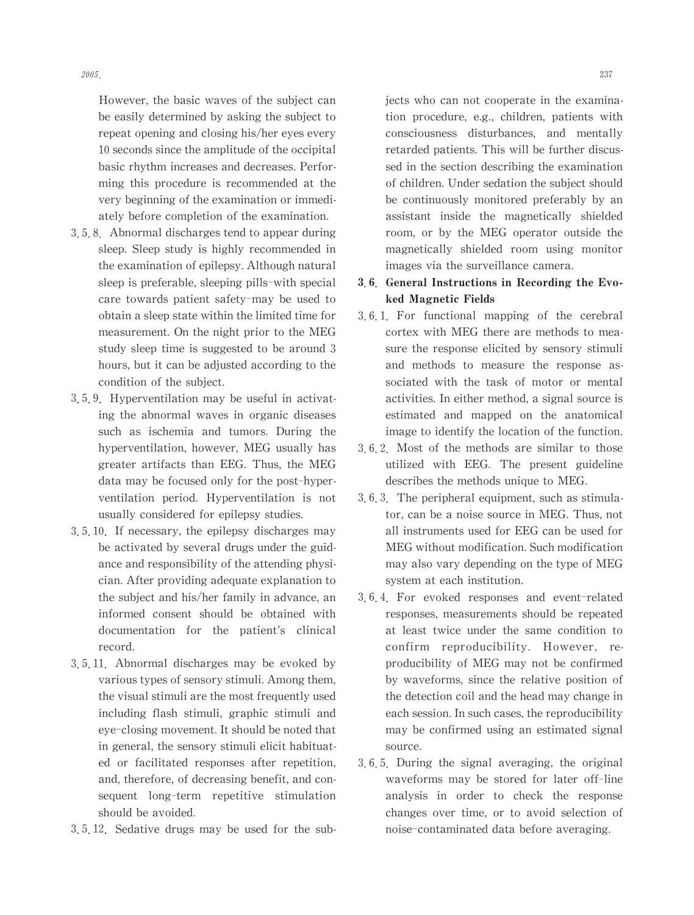However, the basic waves of the subject can be easily determined by asking the subject to repeat opening and closing his/her eyes every 10 seconds since the amplitude of the occipital basic rhythm increases and decreases. Performing this procedure is recommended at the very beginning of the examination or immediately before completion of the examination.

3.5.8. Abnormal discharges tend to appear during sleep. Sleep study is highly recommended in the examination of epilepsy. Although natural sleep is preferable, sleeping pills–with special care towards patient safety–may be used to obtain a sleep state within the limited time for measurement. On the night prior to the MEG study sleep time is suggested to be around 3 hours, but it can be adjusted according to the condition of the subject.

3.5.9. Hyperventilation may be useful in activating the abnormal waves in organic diseases such as ischemia and tumors. During the hyperventilation, however, MEG usually has greater artifacts than EEG. Thus, the MEG data may be focused only for the post-hyperventilation period. Hyperventilation is not usually considered for epilepsy studies.

3.5.10. If necessary, the epilepsy discharges may be activated by several drugs under the guidance and responsibility of the attending physician. After providing adequate explanation to the subject and his/her family in advance, an informed consent should be obtained with documentation for the patient's clinical record.

3.5.11. Abnormal discharges may be evoked by various types of sensory stimuli. Among them, the visual stimuli are the most frequently used including flash stimuli, graphic stimuli and eye-closing movement. It should be noted that in general, the sensory stimuli elicit habituated or facilitated responses after repetition, and, therefore, of decreasing benefit, and consequent long-term repetitive stimulation should be avoided.

3.5.12. Sedative drugs may be used for the subjects who can not cooperate in the examination procedure, e.g., children, patients with consciousness disturbances, and mentally retarded patients. This will be further discussed in the section describing the examination of children. Under sedation the subject should be continuously monitored preferably by an assistant inside the magnetically shielded room, or by the MEG operator outside the magnetically shielded room using monitor images via the surveillance camera.

### 3.6. General Instructions in Recording the Evoked Magnetic Fields

3.6.1. For functional mapping of the cerebral cortex with MEG there are methods to measure the response elicited by sensory stimuli and methods to measure the response associated with the task of motor or mental activities. In either method, a signal source is estimated and mapped on the anatomical image to identify the location of the function.

3.6.2. Most of the methods are similar to those utilized with EEG. The present guideline describes the methods unique to MEG.

3.6.3. The peripheral equipment, such as stimulator, can be a noise source in MEG. Thus, not all instruments used for EEG can be used for MEG without modification. Such modification may also vary depending on the type of MEG system at each institution.

3.6.4. For evoked responses and event-related responses, measurements should be repeated at least twice under the same condition to confirm reproducibility. However, reproducibility of MEG may not be confirmed by waveforms, since the relative position of the detection coil and the head may change in each session. In such cases, the reproducibility may be confirmed using an estimated signal source.

3.6.5. During the signal averaging, the original waveforms may be stored for later off-line analysis in order to check the response changes over time, or to avoid selection of noise-contaminated data before averaging.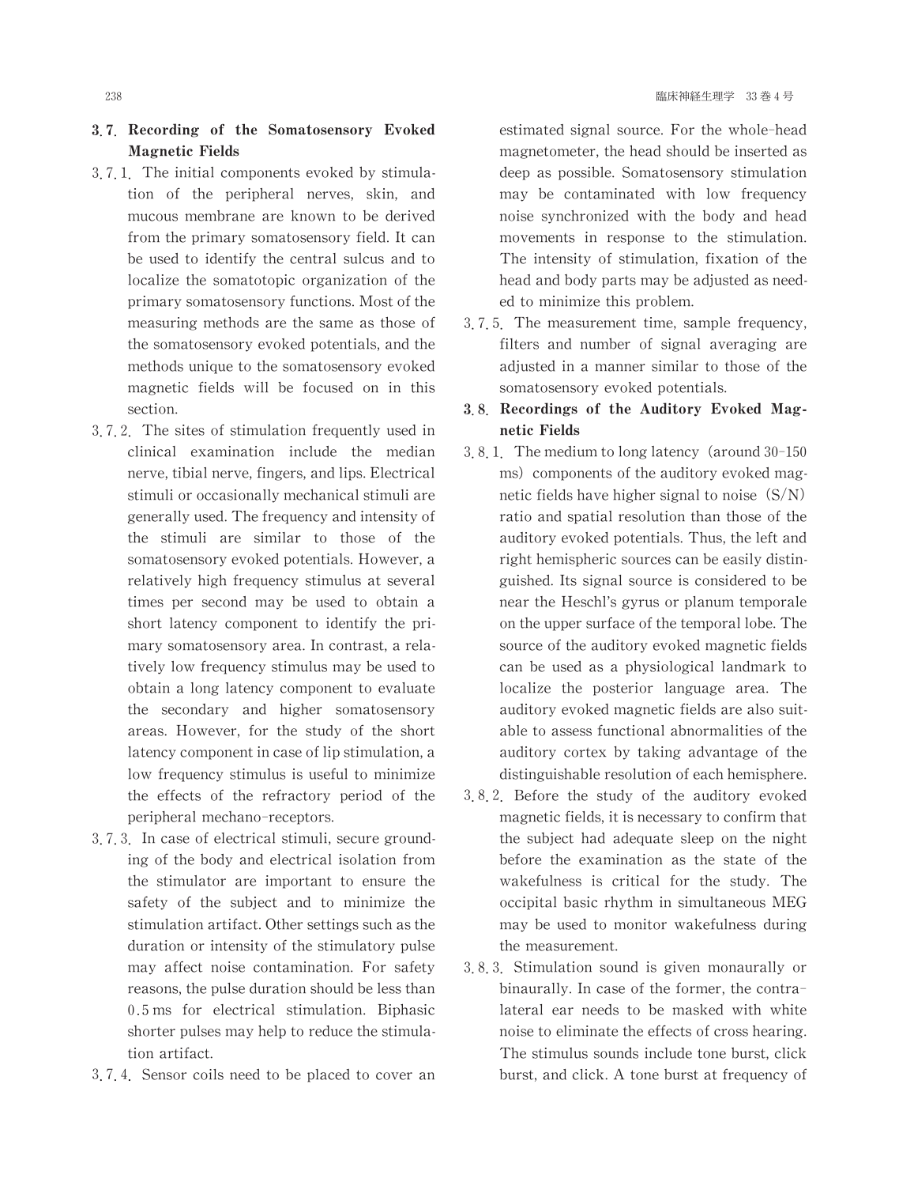### 3.7. Recording of the Somatosensory Evoked Magnetic Fields

3.7.1. The initial components evoked by stimulation of the peripheral nerves, skin, and mucous membrane are known to be derived from the primary somatosensory field. It can be used to identify the central sulcus and to localize the somatotopic organization of the primary somatosensory functions. Most of the measuring methods are the same as those of the somatosensory evoked potentials, and the methods unique to the somatosensory evoked magnetic fields will be focused on in this section.

3.7.2. The sites of stimulation frequently used in clinical examination include the median nerve, tibial nerve, fingers, and lips. Electrical stimuli or occasionally mechanical stimuli are generally used. The frequency and intensity of the stimuli are similar to those of the somatosensory evoked potentials. However, a relatively high frequency stimulus at several times per second may be used to obtain a short latency component to identify the primary somatosensory area. In contrast, a relatively low frequency stimulus may be used to obtain a long latency component to evaluate the secondary and higher somatosensory areas. However, for the study of the short latency component in case of lip stimulation, a low frequency stimulus is useful to minimize the effects of the refractory period of the peripheral mechano-receptors.

3.7.3. In case of electrical stimuli, secure grounding of the body and electrical isolation from the stimulator are important to ensure the safety of the subject and to minimize the stimulation artifact. Other settings such as the duration or intensity of the stimulatory pulse may affect noise contamination. For safety reasons, the pulse duration should be less than 0.5 ms for electrical stimulation. Biphasic shorter pulses may help to reduce the stimulation artifact.

3.7.4. Sensor coils need to be placed to cover an estimated signal source. For the whole-head magnetometer, the head should be inserted as deep as possible. Somatosensory stimulation may be contaminated with low frequency noise synchronized with the body and head movements in response to the stimulation. The intensity of stimulation, fixation of the head and body parts may be adjusted as needed to minimize this problem.

3.7.5. The measurement time, sample frequency, filters and number of signal averaging are adjusted in a manner similar to those of the somatosensory evoked potentials.

### 3.8. Recordings of the Auditory Evoked Magnetic Fields

3.8.1. The medium to long latency (around 30-150 ms) components of the auditory evoked magnetic fields have higher signal to noise (S/N) ratio and spatial resolution than those of the auditory evoked potentials. Thus, the left and right hemispheric sources can be easily distinguished. Its signal source is considered to be near the Heschl's gyrus or planum temporale on the upper surface of the temporal lobe. The source of the auditory evoked magnetic fields can be used as a physiological landmark to localize the posterior language area. The auditory evoked magnetic fields are also suitable to assess functional abnormalities of the auditory cortex by taking advantage of the distinguishable resolution of each hemisphere.

3.8.2. Before the study of the auditory evoked magnetic fields, it is necessary to confirm that the subject had adequate sleep on the night before the examination as the state of the wakefulness is critical for the study. The occipital basic rhythm in simultaneous MEG may be used to monitor wakefulness during the measurement.

3.8.3. Stimulation sound is given monaurally or binaurally. In case of the former, the contralateral ear needs to be masked with white noise to eliminate the effects of cross hearing. The stimulus sounds include tone burst, click burst, and click. A tone burst at frequency of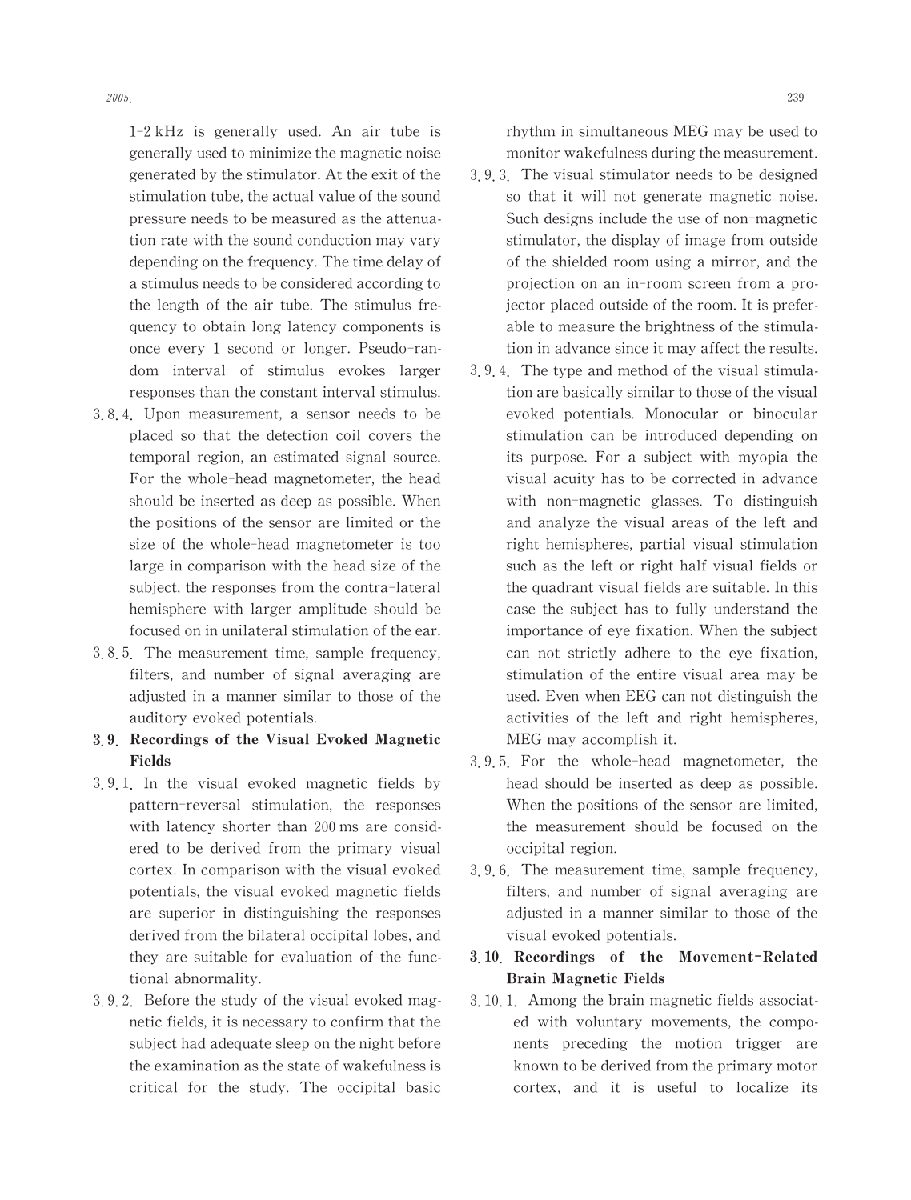1-2 kHz is generally used. An air tube is generally used to minimize the magnetic noise generated by the stimulator. At the exit of the stimulation tube, the actual value of the sound pressure needs to be measured as the attenuation rate with the sound conduction may vary depending on the frequency. The time delay of a stimulus needs to be considered according to the length of the air tube. The stimulus frequency to obtain long latency components is once every 1 second or longer. Pseudo-random interval of stimulus evokes larger responses than the constant interval stimulus.

3.8.4. Upon measurement, a sensor needs to be placed so that the detection coil covers the temporal region, an estimated signal source. For the whole-head magnetometer, the head should be inserted as deep as possible. When the positions of the sensor are limited or the size of the whole-head magnetometer is too large in comparison with the head size of the subject, the responses from the contra-lateral hemisphere with larger amplitude should be focused on in unilateral stimulation of the ear.

3.8.5. The measurement time, sample frequency, filters, and number of signal averaging are adjusted in a manner similar to those of the auditory evoked potentials.

## 3.9. Recordings of the Visual Evoked Magnetic Fields

3.9.1. In the visual evoked magnetic fields by pattern-reversal stimulation, the responses with latency shorter than 200 ms are considered to be derived from the primary visual cortex. In comparison with the visual evoked potentials, the visual evoked magnetic fields are superior in distinguishing the responses derived from the bilateral occipital lobes, and they are suitable for evaluation of the functional abnormality.

3.9.2. Before the study of the visual evoked magnetic fields, it is necessary to confirm that the subject had adequate sleep on the night before the examination as the state of wakefulness is critical for the study. The occipital basic rhythm in simultaneous MEG may be used to monitor wakefulness during the measurement.

3.9.3. The visual stimulator needs to be designed so that it will not generate magnetic noise. Such designs include the use of non-magnetic stimulator, the display of image from outside of the shielded room using a mirror, and the projection on an in-room screen from a projector placed outside of the room. It is preferable to measure the brightness of the stimulation in advance since it may affect the results.

3.9.4. The type and method of the visual stimulation are basically similar to those of the visual evoked potentials. Monocular or binocular stimulation can be introduced depending on its purpose. For a subject with myopia the visual acuity has to be corrected in advance with non-magnetic glasses. To distinguish and analyze the visual areas of the left and right hemispheres, partial visual stimulation such as the left or right half visual fields or the quadrant visual fields are suitable. In this case the subject has to fully understand the importance of eye fixation. When the subject can not strictly adhere to the eye fixation, stimulation of the entire visual area may be used. Even when EEG can not distinguish the activities of the left and right hemispheres, MEG may accomplish it.

3.9.5. For the whole-head magnetometer, the head should be inserted as deep as possible. When the positions of the sensor are limited, the measurement should be focused on the occipital region.

3.9.6. The measurement time, sample frequency, filters, and number of signal averaging are adjusted in a manner similar to those of the visual evoked potentials.

## 3.10. Recordings of the Movement-Related Brain Magnetic Fields

3.10.1. Among the brain magnetic fields associated with voluntary movements, the components preceding the motion trigger are known to be derived from the primary motor cortex, and it is useful to localize its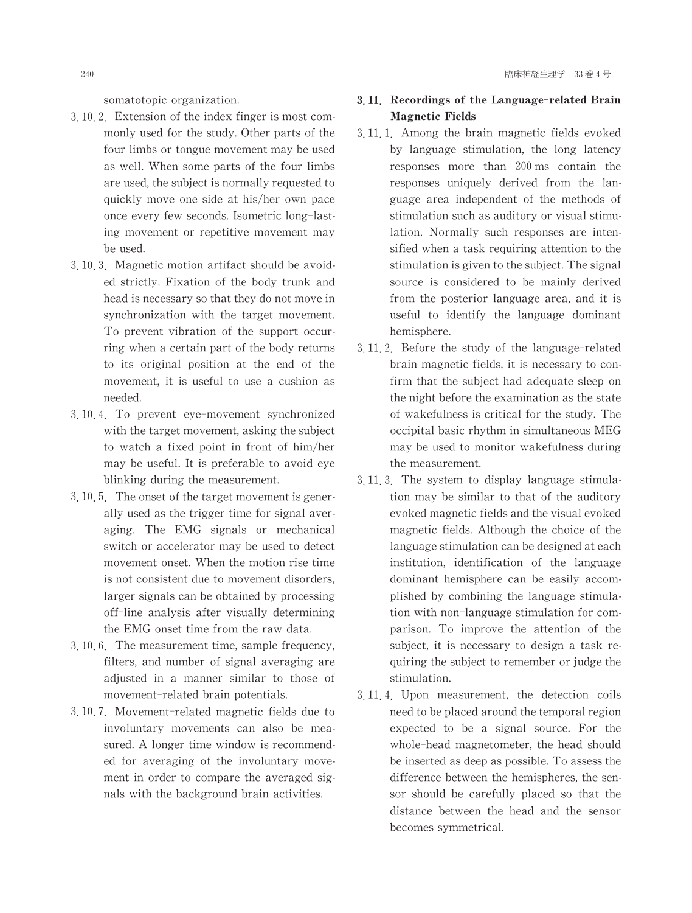somatotopic organization.

3.10.2. Extension of the index finger is most commonly used for the study. Other parts of the four limbs or tongue movement may be used as well. When some parts of the four limbs are used, the subject is normally requested to quickly move one side at his/her own pace once every few seconds. Isometric long-lasting movement or repetitive movement may be used.

3.10.3. Magnetic motion artifact should be avoided strictly. Fixation of the body trunk and head is necessary so that they do not move in synchronization with the target movement. To prevent vibration of the support occurring when a certain part of the body returns to its original position at the end of the movement, it is useful to use a cushion as needed.

3.10.4. To prevent eye-movement synchronized with the target movement, asking the subject to watch a fixed point in front of him/her may be useful. It is preferable to avoid eye blinking during the measurement.

3.10.5. The onset of the target movement is generally used as the trigger time for signal averaging. The EMG signals or mechanical switch or accelerator may be used to detect movement onset. When the motion rise time is not consistent due to movement disorders, larger signals can be obtained by processing off-line analysis after visually determining the EMG onset time from the raw data.

3.10.6. The measurement time, sample frequency, filters, and number of signal averaging are adjusted in a manner similar to those of movement-related brain potentials.

3.10.7. Movement-related magnetic fields due to involuntary movements can also be measured. A longer time window is recommended for averaging of the involuntary movement in order to compare the averaged signals with the background brain activities.

## 3.11. Recordings of the Language-related Brain Magnetic Fields

3.11.1. Among the brain magnetic fields evoked by language stimulation, the long latency responses more than 200 ms contain the responses uniquely derived from the language area independent of the methods of stimulation such as auditory or visual stimulation. Normally such responses are intensified when a task requiring attention to the stimulation is given to the subject. The signal source is considered to be mainly derived from the posterior language area, and it is useful to identify the language dominant hemisphere.

3.11.2. Before the study of the language-related brain magnetic fields, it is necessary to confirm that the subject had adequate sleep on the night before the examination as the state of wakefulness is critical for the study. The occipital basic rhythm in simultaneous MEG may be used to monitor wakefulness during the measurement.

3.11.3. The system to display language stimulation may be similar to that of the auditory evoked magnetic fields and the visual evoked magnetic fields. Although the choice of the language stimulation can be designed at each institution, identification of the language dominant hemisphere can be easily accomplished by combining the language stimulation with non-language stimulation for comparison. To improve the attention of the subject, it is necessary to design a task requiring the subject to remember or judge the stimulation.

3.11.4. Upon measurement, the detection coils need to be placed around the temporal region expected to be a signal source. For the whole-head magnetometer, the head should be inserted as deep as possible. To assess the difference between the hemispheres, the sensor should be carefully placed so that the distance between the head and the sensor becomes symmetrical.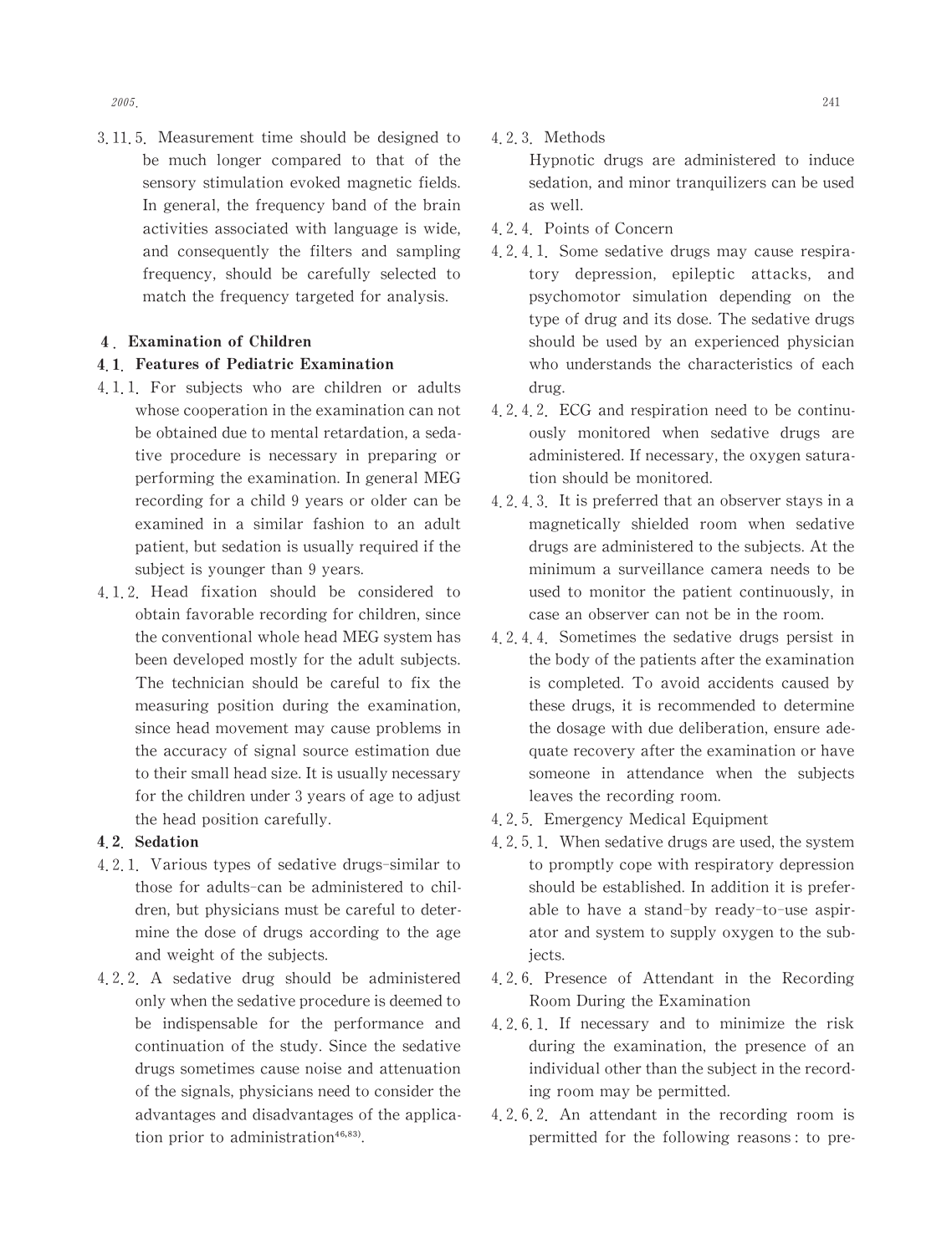3.11.5. Measurement time should be designed to be much longer compared to that of the sensory stimulation evoked magnetic fields. In general, the frequency band of the brain activities associated with language is wide, and consequently the filters and sampling frequency, should be carefully selected to match the frequency targeted for analysis.

## 4. Examination of Children

### 4.1. Features of Pediatric Examination

4.1.1. For subjects who are children or adults whose cooperation in the examination can not be obtained due to mental retardation, a sedative procedure is necessary in preparing or performing the examination. In general MEG recording for a child 9 years or older can be examined in a similar fashion to an adult patient, but sedation is usually required if the subject is younger than 9 years.

4.1.2. Head fixation should be considered to obtain favorable recording for children, since the conventional whole head MEG system has been developed mostly for the adult subjects. The technician should be careful to fix the measuring position during the examination, since head movement may cause problems in the accuracy of signal source estimation due to their small head size. It is usually necessary for the children under 3 years of age to adjust the head position carefully.

### 4.2. Sedation

4.2.1. Various types of sedative drugs-similar to those for adults-can be administered to children, but physicians must be careful to determine the dose of drugs according to the age and weight of the subjects.

4.2.2. A sedative drug should be administered only when the sedative procedure is deemed to be indispensable for the performance and continuation of the study. Since the sedative drugs sometimes cause noise and attenuation of the signals, physicians need to consider the advantages and disadvantages of the application prior to administration[46,83].

4.2.3. Methods

Hypnotic drugs are administered to induce sedation, and minor tranquilizers can be used as well.

4.2.4. Points of Concern

4.2.4.1. Some sedative drugs may cause respiratory depression, epileptic attacks, and psychomotor simulation depending on the type of drug and its dose. The sedative drugs should be used by an experienced physician who understands the characteristics of each drug.

4.2.4.2. ECG and respiration need to be continuously monitored when sedative drugs are administered. If necessary, the oxygen saturation should be monitored.

4.2.4.3. It is preferred that an observer stays in a magnetically shielded room when sedative drugs are administered to the subjects. At the minimum a surveillance camera needs to be used to monitor the patient continuously, in case an observer can not be in the room.

4.2.4.4. Sometimes the sedative drugs persist in the body of the patients after the examination is completed. To avoid accidents caused by these drugs, it is recommended to determine the dosage with due deliberation, ensure adequate recovery after the examination or have someone in attendance when the subjects leaves the recording room.

4.2.5. Emergency Medical Equipment

4.2.5.1. When sedative drugs are used, the system to promptly cope with respiratory depression should be established. In addition it is preferable to have a stand-by ready-to-use aspirator and system to supply oxygen to the subjects.

4.2.6. Presence of Attendant in the Recording Room During the Examination

4.2.6.1. If necessary and to minimize the risk during the examination, the presence of an individual other than the subject in the recording room may be permitted.

4.2.6.2. An attendant in the recording room is permitted for the following reasons: to pre-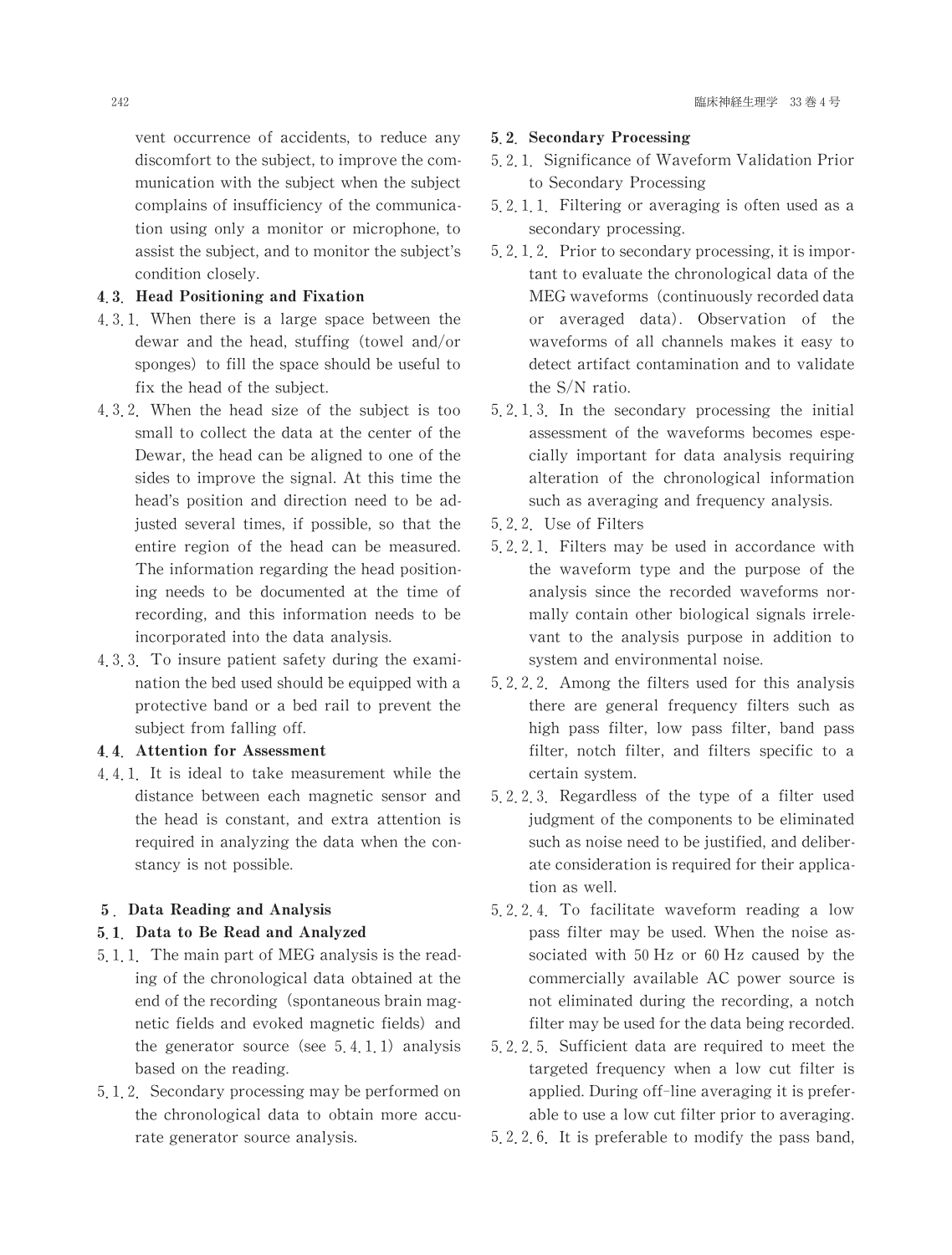vent occurrence of accidents, to reduce any discomfort to the subject, to improve the communication with the subject when the subject complains of insufficiency of the communication using only a monitor or microphone, to assist the subject, and to monitor the subject's condition closely.

### 4.3. Head Positioning and Fixation

4.3.1. When there is a large space between the dewar and the head, stuffing (towel and/or sponges) to fill the space should be useful to fix the head of the subject.

4.3.2. When the head size of the subject is too small to collect the data at the center of the Dewar, the head can be aligned to one of the sides to improve the signal. At this time the head's position and direction need to be adjusted several times, if possible, so that the entire region of the head can be measured. The information regarding the head positioning needs to be documented at the time of recording, and this information needs to be incorporated into the data analysis.

4.3.3. To insure patient safety during the examination the bed used should be equipped with a protective band or a bed rail to prevent the subject from falling off.

### 4.4. Attention for Assessment

4.4.1. It is ideal to take measurement while the distance between each magnetic sensor and the head is constant, and extra attention is required in analyzing the data when the constancy is not possible.

## 5. Data Reading and Analysis

### 5.1. Data to Be Read and Analyzed

5.1.1. The main part of MEG analysis is the reading of the chronological data obtained at the end of the recording (spontaneous brain magnetic fields and evoked magnetic fields) and the generator source (see 5.4.1.1) analysis based on the reading.

5.1.2. Secondary processing may be performed on the chronological data to obtain more accurate generator source analysis.

### 5.2. Secondary Processing

5.2.1. Significance of Waveform Validation Prior to Secondary Processing

5.2.1.1. Filtering or averaging is often used as a secondary processing.

5.2.1.2. Prior to secondary processing, it is important to evaluate the chronological data of the MEG waveforms (continuously recorded data or averaged data). Observation of the waveforms of all channels makes it easy to detect artifact contamination and to validate the S/N ratio.

5.2.1.3. In the secondary processing the initial assessment of the waveforms becomes especially important for data analysis requiring alteration of the chronological information such as averaging and frequency analysis.

5.2.2. Use of Filters

5.2.2.1. Filters may be used in accordance with the waveform type and the purpose of the analysis since the recorded waveforms normally contain other biological signals irrelevant to the analysis purpose in addition to system and environmental noise.

5.2.2.2. Among the filters used for this analysis there are general frequency filters such as high pass filter, low pass filter, band pass filter, notch filter, and filters specific to a certain system.

5.2.2.3. Regardless of the type of a filter used judgment of the components to be eliminated such as noise need to be justified, and deliberate consideration is required for their application as well.

5.2.2.4. To facilitate waveform reading a low pass filter may be used. When the noise associated with 50 Hz or 60 Hz caused by the commercially available AC power source is not eliminated during the recording, a notch filter may be used for the data being recorded.

5.2.2.5. Sufficient data are required to meet the targeted frequency when a low cut filter is applied. During off-line averaging it is preferable to use a low cut filter prior to averaging.

5.2.2.6. It is preferable to modify the pass band,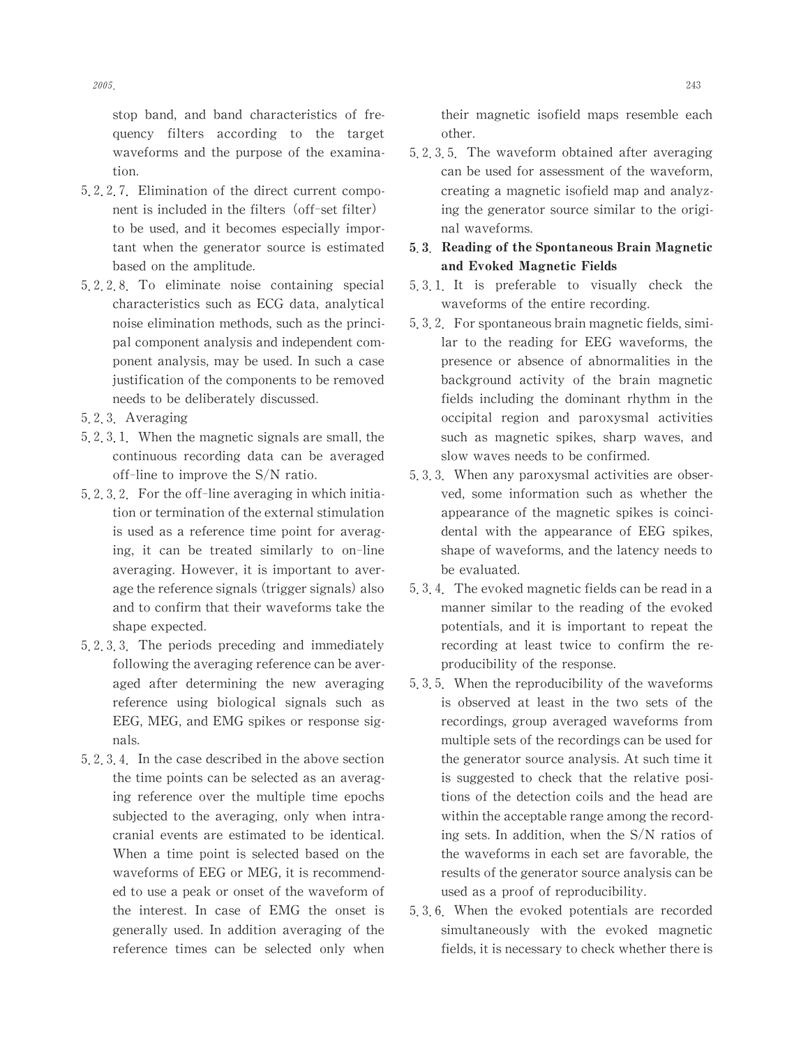stop band, and band characteristics of frequency filters according to the target waveforms and the purpose of the examination.

5.2.2.7. Elimination of the direct current component is included in the filters (off-set filter) to be used, and it becomes especially important when the generator source is estimated based on the amplitude.

5.2.2.8. To eliminate noise containing special characteristics such as ECG data, analytical noise elimination methods, such as the principal component analysis and independent component analysis, may be used. In such a case justification of the components to be removed needs to be deliberately discussed.

5.2.3. Averaging

5.2.3.1. When the magnetic signals are small, the continuous recording data can be averaged off-line to improve the S/N ratio.

5.2.3.2. For the off-line averaging in which initiation or termination of the external stimulation is used as a reference time point for averaging, it can be treated similarly to on-line averaging. However, it is important to average the reference signals (trigger signals) also and to confirm that their waveforms take the shape expected.

5.2.3.3. The periods preceding and immediately following the averaging reference can be averaged after determining the new averaging reference using biological signals such as EEG, MEG, and EMG spikes or response signals.

5.2.3.4. In the case described in the above section the time points can be selected as an averaging reference over the multiple time epochs subjected to the averaging, only when intracranial events are estimated to be identical. When a time point is selected based on the waveforms of EEG or MEG, it is recommended to use a peak or onset of the waveform of the interest. In case of EMG the onset is generally used. In addition averaging of the reference times can be selected only when their magnetic isofield maps resemble each other.

5.2.3.5. The waveform obtained after averaging can be used for assessment of the waveform, creating a magnetic isofield map and analyzing the generator source similar to the original waveforms.

## 5.3. Reading of the Spontaneous Brain Magnetic and Evoked Magnetic Fields

5.3.1. It is preferable to visually check the waveforms of the entire recording.

5.3.2. For spontaneous brain magnetic fields, similar to the reading for EEG waveforms, the presence or absence of abnormalities in the background activity of the brain magnetic fields including the dominant rhythm in the occipital region and paroxysmal activities such as magnetic spikes, sharp waves, and slow waves needs to be confirmed.

5.3.3. When any paroxysmal activities are observed, some information such as whether the appearance of the magnetic spikes is coincidental with the appearance of EEG spikes, shape of waveforms, and the latency needs to be evaluated.

5.3.4. The evoked magnetic fields can be read in a manner similar to the reading of the evoked potentials, and it is important to repeat the recording at least twice to confirm the reproducibility of the response.

5.3.5. When the reproducibility of the waveforms is observed at least in the two sets of the recordings, group averaged waveforms from multiple sets of the recordings can be used for the generator source analysis. At such time it is suggested to check that the relative positions of the detection coils and the head are within the acceptable range among the recording sets. In addition, when the S/N ratios of the waveforms in each set are favorable, the results of the generator source analysis can be used as a proof of reproducibility.

5.3.6. When the evoked potentials are recorded simultaneously with the evoked magnetic fields, it is necessary to check whether there is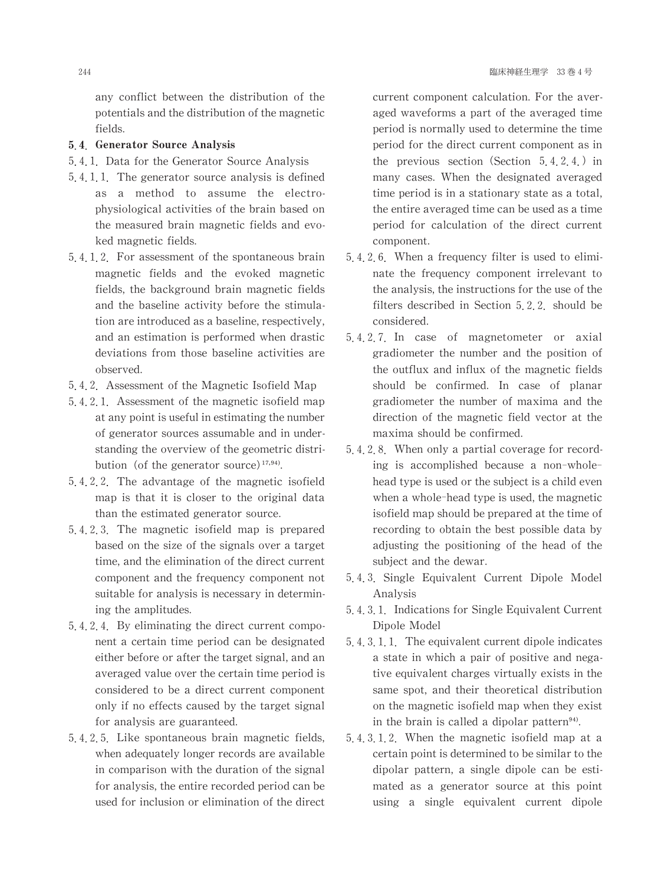any conflict between the distribution of the potentials and the distribution of the magnetic fields.

**5.4. Generator Source Analysis**

5.4.1. Data for the Generator Source Analysis

5.4.1.1. The generator source analysis is defined as a method to assume the electrophysiological activities of the brain based on the measured brain magnetic fields and evoked magnetic fields.

5.4.1.2. For assessment of the spontaneous brain magnetic fields and the evoked magnetic fields, the background brain magnetic fields and the baseline activity before the stimulation are introduced as a baseline, respectively, and an estimation is performed when drastic deviations from those baseline activities are observed.

5.4.2. Assessment of the Magnetic Isofield Map

5.4.2.1. Assessment of the magnetic isofield map at any point is useful in estimating the number of generator sources assumable and in understanding the overview of the geometric distribution (of the generator source)[17,94].

5.4.2.2. The advantage of the magnetic isofield map is that it is closer to the original data than the estimated generator source.

5.4.2.3. The magnetic isofield map is prepared based on the size of the signals over a target time, and the elimination of the direct current component and the frequency component not suitable for analysis is necessary in determining the amplitudes.

5.4.2.4. By eliminating the direct current component a certain time period can be designated either before or after the target signal, and an averaged value over the certain time period is considered to be a direct current component only if no effects caused by the target signal for analysis are guaranteed.

5.4.2.5. Like spontaneous brain magnetic fields, when adequately longer records are available in comparison with the duration of the signal for analysis, the entire recorded period can be used for inclusion or elimination of the direct current component calculation. For the averaged waveforms a part of the averaged time period is normally used to determine the time period for the direct current component as in the previous section (Section 5.4.2.4.) in many cases. When the designated averaged time period is in a stationary state as a total, the entire averaged time can be used as a time period for calculation of the direct current component.

5.4.2.6. When a frequency filter is used to eliminate the frequency component irrelevant to the analysis, the instructions for the use of the filters described in Section 5.2.2. should be considered.

5.4.2.7. In case of magnetometer or axial gradiometer the number and the position of the outflux and influx of the magnetic fields should be confirmed. In case of planar gradiometer the number of maxima and the direction of the magnetic field vector at the maxima should be confirmed.

5.4.2.8. When only a partial coverage for recording is accomplished because a non-whole-head type is used or the subject is a child even when a whole-head type is used, the magnetic isofield map should be prepared at the time of recording to obtain the best possible data by adjusting the positioning of the head of the subject and the dewar.

5.4.3. Single Equivalent Current Dipole Model Analysis

5.4.3.1. Indications for Single Equivalent Current Dipole Model

5.4.3.1.1. The equivalent current dipole indicates a state in which a pair of positive and negative equivalent charges virtually exists in the same spot, and their theoretical distribution on the magnetic isofield map when they exist in the brain is called a dipolar pattern[94].

5.4.3.1.2. When the magnetic isofield map at a certain point is determined to be similar to the dipolar pattern, a single dipole can be estimated as a generator source at this point using a single equivalent current dipole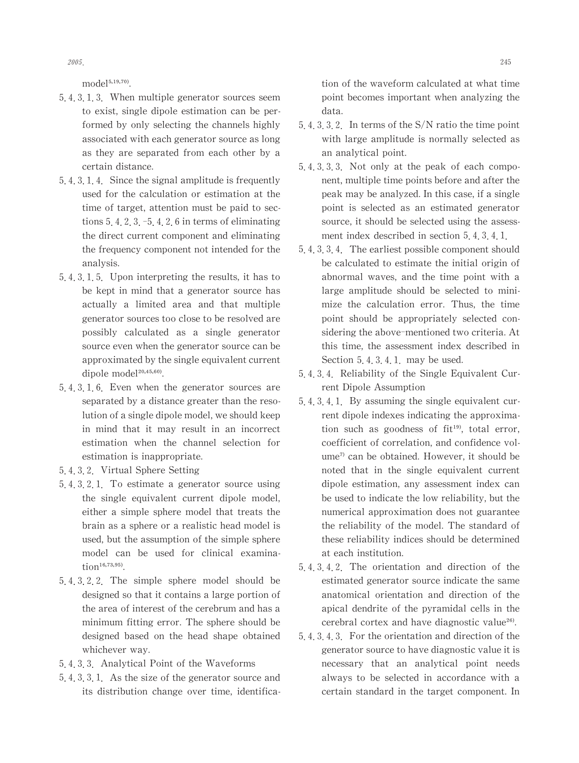model[5,19,70].

5.4.3.1.3. When multiple generator sources seem to exist, single dipole estimation can be performed by only selecting the channels highly associated with each generator source as long as they are separated from each other by a certain distance.

5.4.3.1.4. Since the signal amplitude is frequently used for the calculation or estimation at the time of target, attention must be paid to sections 5.4.2.3.–5.4.2.6 in terms of eliminating the direct current component and eliminating the frequency component not intended for the analysis.

5.4.3.1.5. Upon interpreting the results, it has to be kept in mind that a generator source has actually a limited area and that multiple generator sources too close to be resolved are possibly calculated as a single generator source even when the generator source can be approximated by the single equivalent current dipole model[20,45,60].

5.4.3.1.6. Even when the generator sources are separated by a distance greater than the resolution of a single dipole model, we should keep in mind that it may result in an incorrect estimation when the channel selection for estimation is inappropriate.

5.4.3.2. Virtual Sphere Setting

5.4.3.2.1. To estimate a generator source using the single equivalent current dipole model, either a simple sphere model that treats the brain as a sphere or a realistic head model is used, but the assumption of the simple sphere model can be used for clinical examination[16,73,95].

5.4.3.2.2. The simple sphere model should be designed so that it contains a large portion of the area of interest of the cerebrum and has a minimum fitting error. The sphere should be designed based on the head shape obtained whichever way.

5.4.3.3. Analytical Point of the Waveforms

5.4.3.3.1. As the size of the generator source and its distribution change over time, identification of the waveform calculated at what time point becomes important when analyzing the data.

5.4.3.3.2. In terms of the S/N ratio the time point with large amplitude is normally selected as an analytical point.

5.4.3.3.3. Not only at the peak of each component, multiple time points before and after the peak may be analyzed. In this case, if a single point is selected as an estimated generator source, it should be selected using the assessment index described in section 5.4.3.4.1.

5.4.3.3.4. The earliest possible component should be calculated to estimate the initial origin of abnormal waves, and the time point with a large amplitude should be selected to minimize the calculation error. Thus, the time point should be appropriately selected considering the above-mentioned two criteria. At this time, the assessment index described in Section 5.4.3.4.1. may be used.

5.4.3.4. Reliability of the Single Equivalent Current Dipole Assumption

5.4.3.4.1. By assuming the single equivalent current dipole indexes indicating the approximation such as goodness of fit[19], total error, coefficient of correlation, and confidence volume[7] can be obtained. However, it should be noted that in the single equivalent current dipole estimation, any assessment index can be used to indicate the low reliability, but the numerical approximation does not guarantee the reliability of the model. The standard of these reliability indices should be determined at each institution.

5.4.3.4.2. The orientation and direction of the estimated generator source indicate the same anatomical orientation and direction of the apical dendrite of the pyramidal cells in the cerebral cortex and have diagnostic value[26].

5.4.3.4.3. For the orientation and direction of the generator source to have diagnostic value it is necessary that an analytical point needs always to be selected in accordance with a certain standard in the target component. In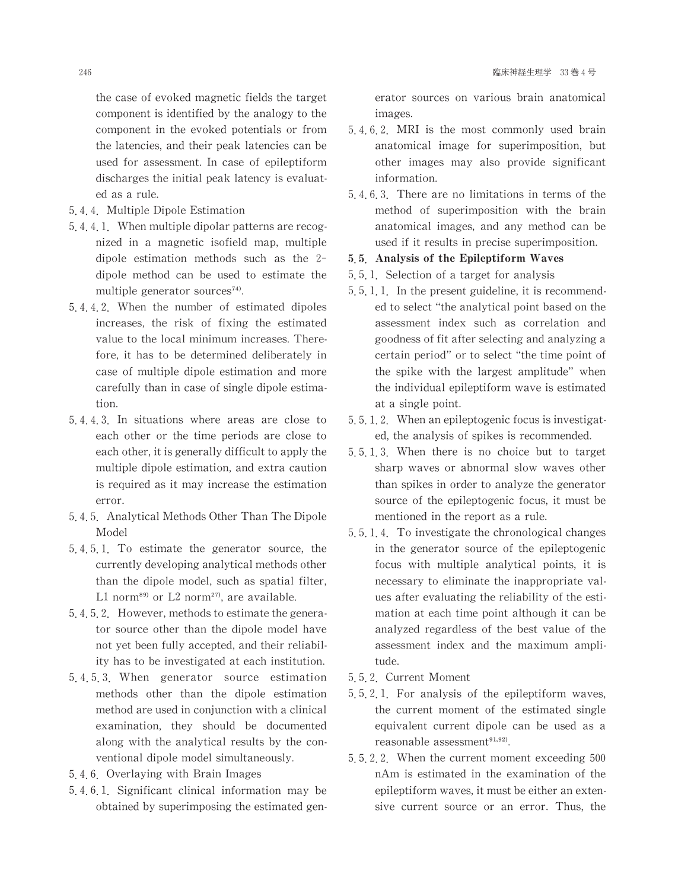the case of evoked magnetic fields the target component is identified by the analogy to the component in the evoked potentials or from the latencies, and their peak latencies can be used for assessment. In case of epileptiform discharges the initial peak latency is evaluated as a rule.

5.4.4. Multiple Dipole Estimation

5.4.4.1. When multiple dipolar patterns are recognized in a magnetic isofield map, multiple dipole estimation methods such as the 2-dipole method can be used to estimate the multiple generator sources[74].

5.4.4.2. When the number of estimated dipoles increases, the risk of fixing the estimated value to the local minimum increases. Therefore, it has to be determined deliberately in case of multiple dipole estimation and more carefully than in case of single dipole estimation.

5.4.4.3. In situations where areas are close to each other or the time periods are close to each other, it is generally difficult to apply the multiple dipole estimation, and extra caution is required as it may increase the estimation error.

5.4.5. Analytical Methods Other Than The Dipole Model

5.4.5.1. To estimate the generator source, the currently developing analytical methods other than the dipole model, such as spatial filter, L1 norm[89] or L2 norm[27], are available.

5.4.5.2. However, methods to estimate the generator source other than the dipole model have not yet been fully accepted, and their reliability has to be investigated at each institution.

5.4.5.3. When generator source estimation methods other than the dipole estimation method are used in conjunction with a clinical examination, they should be documented along with the analytical results by the conventional dipole model simultaneously.

5.4.6. Overlaying with Brain Images

5.4.6.1. Significant clinical information may be obtained by superimposing the estimated generator sources on various brain anatomical images.

5.4.6.2. MRI is the most commonly used brain anatomical image for superimposition, but other images may also provide significant information.

5.4.6.3. There are no limitations in terms of the method of superimposition with the brain anatomical images, and any method can be used if it results in precise superimposition.

**5.5. Analysis of the Epileptiform Waves**

5.5.1. Selection of a target for analysis

5.5.1.1. In the present guideline, it is recommended to select "the analytical point based on the assessment index such as correlation and goodness of fit after selecting and analyzing a certain period" or to select "the time point of the spike with the largest amplitude" when the individual epileptiform wave is estimated at a single point.

5.5.1.2. When an epileptogenic focus is investigated, the analysis of spikes is recommended.

5.5.1.3. When there is no choice but to target sharp waves or abnormal slow waves other than spikes in order to analyze the generator source of the epileptogenic focus, it must be mentioned in the report as a rule.

5.5.1.4. To investigate the chronological changes in the generator source of the epileptogenic focus with multiple analytical points, it is necessary to eliminate the inappropriate values after evaluating the reliability of the estimation at each time point although it can be analyzed regardless of the best value of the assessment index and the maximum amplitude.

5.5.2. Current Moment

5.5.2.1. For analysis of the epileptiform waves, the current moment of the estimated single equivalent current dipole can be used as a reasonable assessment[91,92].

5.5.2.2. When the current moment exceeding 500 nAm is estimated in the examination of the epileptiform waves, it must be either an extensive current source or an error. Thus, the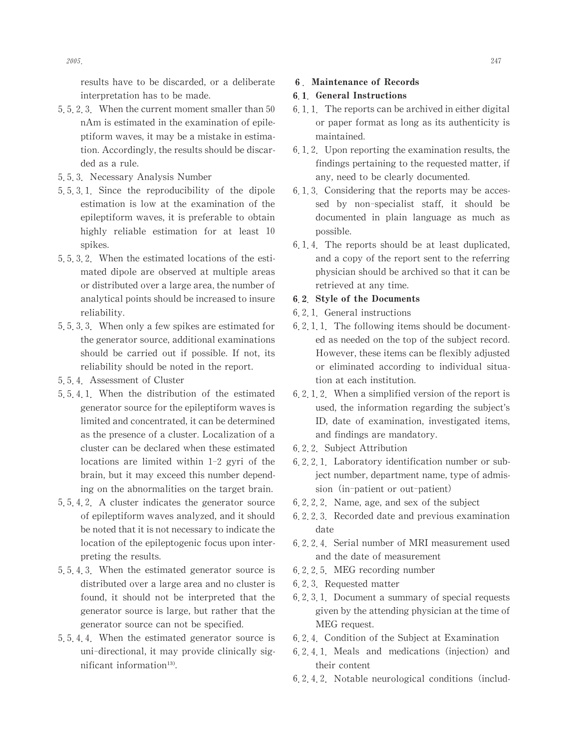results have to be discarded, or a deliberate interpretation has to be made.

5.5.2.3. When the current moment smaller than 50 nAm is estimated in the examination of epileptiform waves, it may be a mistake in estimation. Accordingly, the results should be discarded as a rule.

5.5.3. Necessary Analysis Number

5.5.3.1. Since the reproducibility of the dipole estimation is low at the examination of the epileptiform waves, it is preferable to obtain highly reliable estimation for at least 10 spikes.

5.5.3.2. When the estimated locations of the estimated dipole are observed at multiple areas or distributed over a large area, the number of analytical points should be increased to insure reliability.

5.5.3.3. When only a few spikes are estimated for the generator source, additional examinations should be carried out if possible. If not, its reliability should be noted in the report.

5.5.4. Assessment of Cluster

5.5.4.1. When the distribution of the estimated generator source for the epileptiform waves is limited and concentrated, it can be determined as the presence of a cluster. Localization of a cluster can be declared when these estimated locations are limited within 1–2 gyri of the brain, but it may exceed this number depending on the abnormalities on the target brain.

5.5.4.2. A cluster indicates the generator source of epileptiform waves analyzed, and it should be noted that it is not necessary to indicate the location of the epileptogenic focus upon interpreting the results.

5.5.4.3. When the estimated generator source is distributed over a large area and no cluster is found, it should not be interpreted that the generator source is large, but rather that the generator source can not be specified.

5.5.4.4. When the estimated generator source is uni-directional, it may provide clinically significant information[13].

## 6. Maintenance of Records

### 6.1. General Instructions

6.1.1. The reports can be archived in either digital or paper format as long as its authenticity is maintained.

6.1.2. Upon reporting the examination results, the findings pertaining to the requested matter, if any, need to be clearly documented.

6.1.3. Considering that the reports may be accessed by non-specialist staff, it should be documented in plain language as much as possible.

6.1.4. The reports should be at least duplicated, and a copy of the report sent to the referring physician should be archived so that it can be retrieved at any time.

### 6.2. Style of the Documents

6.2.1. General instructions

6.2.1.1. The following items should be documented as needed on the top of the subject record. However, these items can be flexibly adjusted or eliminated according to individual situation at each institution.

6.2.1.2. When a simplified version of the report is used, the information regarding the subject's ID, date of examination, investigated items, and findings are mandatory.

6.2.2. Subject Attribution

6.2.2.1. Laboratory identification number or subject number, department name, type of admission (in-patient or out-patient)

6.2.2.2. Name, age, and sex of the subject

6.2.2.3. Recorded date and previous examination date

6.2.2.4. Serial number of MRI measurement used and the date of measurement

6.2.2.5. MEG recording number

6.2.3. Requested matter

6.2.3.1. Document a summary of special requests given by the attending physician at the time of MEG request.

6.2.4. Condition of the Subject at Examination

6.2.4.1. Meals and medications (injection) and their content

6.2.4.2. Notable neurological conditions (includ-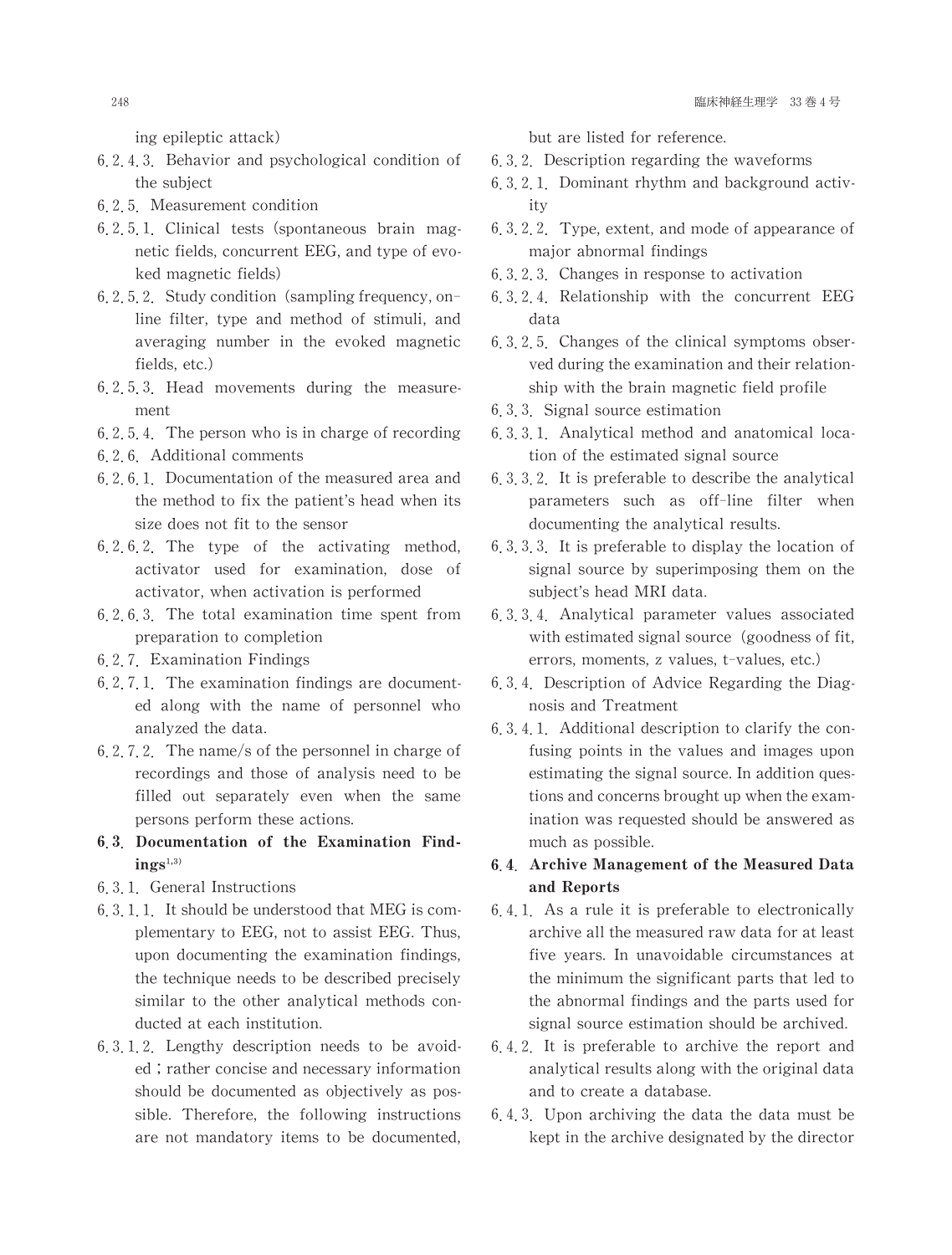ing epileptic attack)

6.2.4.3. Behavior and psychological condition of the subject

6.2.5. Measurement condition

6.2.5.1. Clinical tests (spontaneous brain magnetic fields, concurrent EEG, and type of evoked magnetic fields)

6.2.5.2. Study condition (sampling frequency, on-line filter, type and method of stimuli, and averaging number in the evoked magnetic fields, etc.)

6.2.5.3. Head movements during the measurement

6.2.5.4. The person who is in charge of recording

6.2.6. Additional comments

6.2.6.1. Documentation of the measured area and the method to fix the patient's head when its size does not fit to the sensor

6.2.6.2. The type of the activating method, activator used for examination, dose of activator, when activation is performed

6.2.6.3. The total examination time spent from preparation to completion

6.2.7. Examination Findings

6.2.7.1. The examination findings are documented along with the name of personnel who analyzed the data.

6.2.7.2. The name/s of the personnel in charge of recordings and those of analysis need to be filled out separately even when the same persons perform these actions.

**6.3. Documentation of the Examination Findings[1,3)]**

6.3.1. General Instructions

6.3.1.1. It should be understood that MEG is complementary to EEG, not to assist EEG. Thus, upon documenting the examination findings, the technique needs to be described precisely similar to the other analytical methods conducted at each institution.

6.3.1.2. Lengthy description needs to be avoided ; rather concise and necessary information should be documented as objectively as possible. Therefore, the following instructions are not mandatory items to be documented, but are listed for reference.

6.3.2. Description regarding the waveforms

6.3.2.1. Dominant rhythm and background activity

6.3.2.2. Type, extent, and mode of appearance of major abnormal findings

6.3.2.3. Changes in response to activation

6.3.2.4. Relationship with the concurrent EEG data

6.3.2.5. Changes of the clinical symptoms observed during the examination and their relationship with the brain magnetic field profile

6.3.3. Signal source estimation

6.3.3.1. Analytical method and anatomical location of the estimated signal source

6.3.3.2. It is preferable to describe the analytical parameters such as off-line filter when documenting the analytical results.

6.3.3.3. It is preferable to display the location of signal source by superimposing them on the subject's head MRI data.

6.3.3.4. Analytical parameter values associated with estimated signal source (goodness of fit, errors, moments, z values, t-values, etc.)

6.3.4. Description of Advice Regarding the Diagnosis and Treatment

6.3.4.1. Additional description to clarify the confusing points in the values and images upon estimating the signal source. In addition questions and concerns brought up when the examination was requested should be answered as much as possible.

**6.4. Archive Management of the Measured Data and Reports**

6.4.1. As a rule it is preferable to electronically archive all the measured raw data for at least five years. In unavoidable circumstances at the minimum the significant parts that led to the abnormal findings and the parts used for signal source estimation should be archived.

6.4.2. It is preferable to archive the report and analytical results along with the original data and to create a database.

6.4.3. Upon archiving the data the data must be kept in the archive designated by the director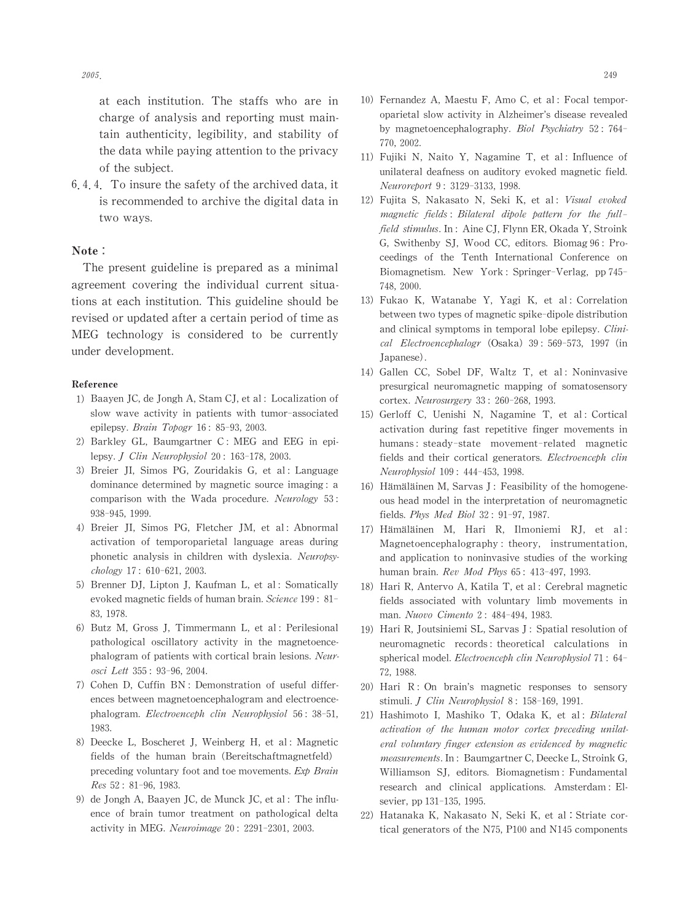at each institution. The staffs who are in charge of analysis and reporting must maintain authenticity, legibility, and stability of the data while paying attention to the privacy of the subject.

6.4.4. To insure the safety of the archived data, it is recommended to archive the digital data in two ways.

**Note:**

The present guideline is prepared as a minimal agreement covering the individual current situations at each institution. This guideline should be revised or updated after a certain period of time as MEG technology is considered to be currently under development.

**Reference**

1) Baayen JC, de Jongh A, Stam CJ, et al: Localization of slow wave activity in patients with tumor-associated epilepsy. *Brain Topogr* 16: 85–93, 2003.
2) Barkley GL, Baumgartner C: MEG and EEG in epilepsy. *J Clin Neurophysiol* 20: 163–178, 2003.
3) Breier JI, Simos PG, Zouridakis G, et al: Language dominance determined by magnetic source imaging: a comparison with the Wada procedure. *Neurology* 53: 938–945, 1999.
4) Breier JI, Simos PG, Fletcher JM, et al: Abnormal activation of temporoparietal language areas during phonetic analysis in children with dyslexia. *Neuropsychology* 17: 610–621, 2003.
5) Brenner DJ, Lipton J, Kaufman L, et al: Somatically evoked magnetic fields of human brain. *Science* 199: 81–83, 1978.
6) Butz M, Gross J, Timmermann L, et al: Perilesional pathological oscillatory activity in the magnetoencephalogram of patients with cortical brain lesions. *Neurosci Lett* 355: 93–96, 2004.
7) Cohen D, Cuffin BN: Demonstration of useful differences between magnetoencephalogram and electroencephalogram. *Electroenceph clin Neurophysiol* 56: 38–51, 1983.
8) Deecke L, Boscheret J, Weinberg H, et al: Magnetic fields of the human brain (Bereitschaftmagnetfeld) preceding voluntary foot and toe movements. *Exp Brain Res* 52: 81–96, 1983.
9) de Jongh A, Baayen JC, de Munck JC, et al: The influence of brain tumor treatment on pathological delta activity in MEG. *Neuroimage* 20: 2291–2301, 2003.
10) Fernandez A, Maestu F, Amo C, et al: Focal temporoparietal slow activity in Alzheimer's disease revealed by magnetoencephalography. *Biol Psychiatry* 52: 764–770, 2002.
11) Fujiki N, Naito Y, Nagamine T, et al: Influence of unilateral deafness on auditory evoked magnetic field. *Neuroreport* 9: 3129–3133, 1998.
12) Fujita S, Nakasato N, Seki K, et al: *Visual evoked magnetic fields: Bilateral dipole pattern for the full-field stimulus*. In: Aine CJ, Flynn ER, Okada Y, Stroink G, Swithenby SJ, Wood CC, editors. Biomag 96: Proceedings of the Tenth International Conference on Biomagnetism. New York: Springer-Verlag, pp 745–748, 2000.
13) Fukao K, Watanabe Y, Yagi K, et al: Correlation between two types of magnetic spike-dipole distribution and clinical symptoms in temporal lobe epilepsy. *Clinical Electroencephalogr* (Osaka) 39: 569–573, 1997 (in Japanese).
14) Gallen CC, Sobel DF, Waltz T, et al: Noninvasive presurgical neuromagnetic mapping of somatosensory cortex. *Neurosurgery* 33: 260–268, 1993.
15) Gerloff C, Uenishi N, Nagamine T, et al: Cortical activation during fast repetitive finger movements in humans: steady-state movement-related magnetic fields and their cortical generators. *Electroenceph clin Neurophysiol* 109: 444–453, 1998.
16) Hämäläinen M, Sarvas J: Feasibility of the homogeneous head model in the interpretation of neuromagnetic fields. *Phys Med Biol* 32: 91–97, 1987.
17) Hämäläinen M, Hari R, Ilmoniemi RJ, et al: Magnetoencephalography: theory, instrumentation, and application to noninvasive studies of the working human brain. *Rev Mod Phys* 65: 413–497, 1993.
18) Hari R, Antervo A, Katila T, et al: Cerebral magnetic fields associated with voluntary limb movements in man. *Nuovo Cimento* 2: 484–494, 1983.
19) Hari R, Joutsiniemi SL, Sarvas J: Spatial resolution of neuromagnetic records: theoretical calculations in spherical model. *Electroenceph clin Neurophysiol* 71: 64–72, 1988.
20) Hari R: On brain's magnetic responses to sensory stimuli. *J Clin Neurophysiol* 8: 158–169, 1991.
21) Hashimoto I, Mashiko T, Odaka K, et al: *Bilateral activation of the human motor cortex preceding unilateral voluntary finger extension as evidenced by magnetic measurements*. In: Baumgartner C, Deecke L, Stroink G, Williamson SJ, editors. Biomagnetism: Fundamental research and clinical applications. Amsterdam: Elsevier, pp 131–135, 1995.
22) Hatanaka K, Nakasato N, Seki K, et al: Striate cortical generators of the N75, P100 and N145 components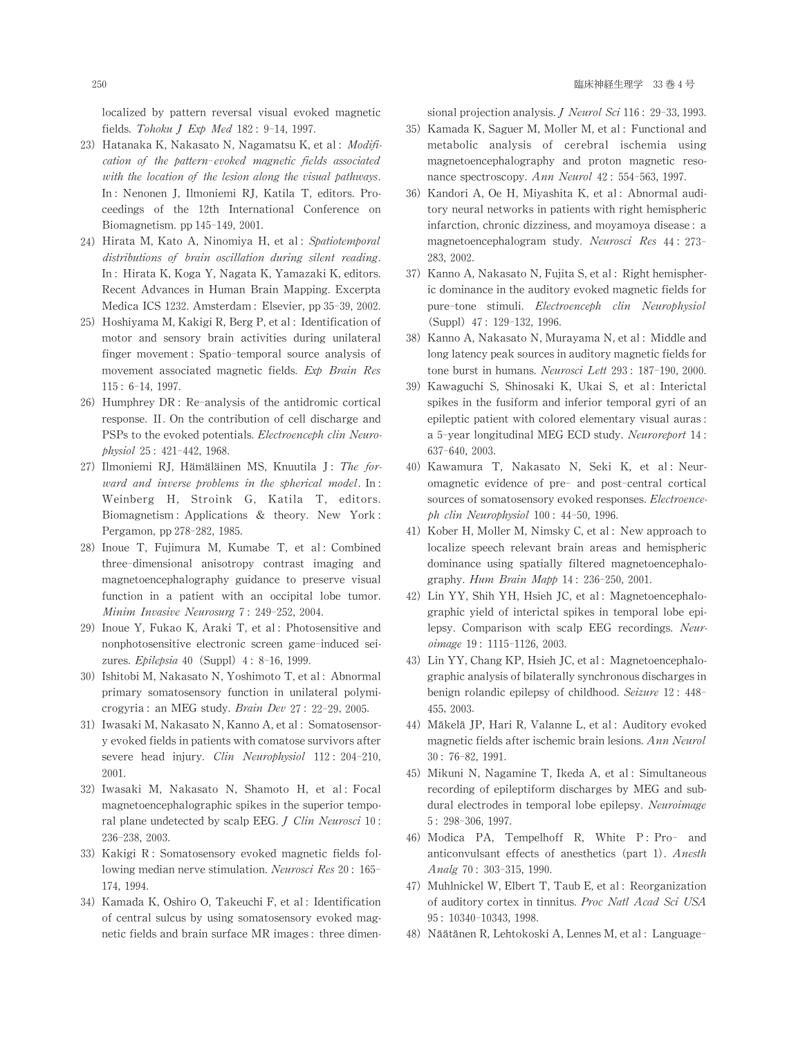localized by pattern reversal visual evoked magnetic fields. *Tohoku J Exp Med* 182：9–14, 1997.

23) Hatanaka K, Nakasato N, Nagamatsu K, et al：*Modification of the pattern–evoked magnetic fields associated with the location of the lesion along the visual pathways*. In：Nenonen J, Ilmoniemi RJ, Katila T, editors. Proceedings of the 12th International Conference on Biomagnetism. pp 145–149, 2001.

24) Hirata M, Kato A, Ninomiya H, et al：*Spatiotemporal distributions of brain oscillation during silent reading*. In：Hirata K, Koga Y, Nagata K, Yamazaki K, editors. Recent Advances in Human Brain Mapping. Excerpta Medica ICS 1232. Amsterdam：Elsevier, pp 35–39, 2002.

25) Hoshiyama M, Kakigi R, Berg P, et al：Identification of motor and sensory brain activities during unilateral finger movement：Spatio–temporal source analysis of movement associated magnetic fields. *Exp Brain Res* 115：6–14, 1997.

26) Humphrey DR：Re–analysis of the antidromic cortical response. II. On the contribution of cell discharge and PSPs to the evoked potentials. *Electroenceph clin Neurophysiol* 25：421–442, 1968.

27) Ilmoniemi RJ, Hämäläinen MS, Knuutila J：*The forward and inverse problems in the spherical model*. In：Weinberg H, Stroink G, Katila T, editors. Biomagnetism：Applications & theory. New York：Pergamon, pp 278–282, 1985.

28) Inoue T, Fujimura M, Kumabe T, et al：Combined three–dimensional anisotropy contrast imaging and magnetoencephalography guidance to preserve visual function in a patient with an occipital lobe tumor. *Minim Invasive Neurosurg* 7：249–252, 2004.

29) Inoue Y, Fukao K, Araki T, et al：Photosensitive and nonphotosensitive electronic screen game–induced seizures. *Epilepsia* 40（Suppl）4：8–16, 1999.

30) Ishitobi M, Nakasato N, Yoshimoto T, et al：Abnormal primary somatosensory function in unilateral polymicrogyria：an MEG study. *Brain Dev* 27：22–29, 2005.

31) Iwasaki M, Nakasato N, Kanno A, et al：Somatosensory evoked fields in patients with comatose survivors after severe head injury. *Clin Neurophysiol* 112：204–210, 2001.

32) Iwasaki M, Nakasato N, Shamoto H, et al：Focal magnetoencephalographic spikes in the superior temporal plane undetected by scalp EEG. *J Clin Neurosci* 10：236–238, 2003.

33) Kakigi R：Somatosensory evoked magnetic fields following median nerve stimulation. *Neurosci Res* 20：165–174, 1994.

34) Kamada K, Oshiro O, Takeuchi F, et al：Identification of central sulcus by using somatosensory evoked magnetic fields and brain surface MR images：three dimensional projection analysis. *J Neurol Sci* 116：29–33, 1993.

35) Kamada K, Saguer M, Moller M, et al：Functional and metabolic analysis of cerebral ischemia using magnetoencephalography and proton magnetic resonance spectroscopy. *Ann Neurol* 42：554–563, 1997.

36) Kandori A, Oe H, Miyashita K, et al：Abnormal auditory neural networks in patients with right hemispheric infarction, chronic dizziness, and moyamoya disease：a magnetoencephalogram study. *Neurosci Res* 44：273–283, 2002.

37) Kanno A, Nakasato N, Fujita S, et al：Right hemispheric dominance in the auditory evoked magnetic fields for pure–tone stimuli. *Electroenceph clin Neurophysiol*（Suppl）47：129–132, 1996.

38) Kanno A, Nakasato N, Murayama N, et al：Middle and long latency peak sources in auditory magnetic fields for tone burst in humans. *Neurosci Lett* 293：187–190, 2000.

39) Kawaguchi S, Shinosaki K, Ukai S, et al：Interictal spikes in the fusiform and inferior temporal gyri of an epileptic patient with colored elementary visual auras：a 5–year longitudinal MEG ECD study. *Neuroreport* 14：637–640, 2003.

40) Kawamura T, Nakasato N, Seki K, et al：Neuromagnetic evidence of pre– and post–central cortical sources of somatosensory evoked responses. *Electroenceph clin Neurophysiol* 100：44–50, 1996.

41) Kober H, Moller M, Nimsky C, et al：New approach to localize speech relevant brain areas and hemispheric dominance using spatially filtered magnetoencephalography. *Hum Brain Mapp* 14：236–250, 2001.

42) Lin YY, Shih YH, Hsieh JC, et al：Magnetoencephalographic yield of interictal spikes in temporal lobe epilepsy. Comparison with scalp EEG recordings. *Neuroimage* 19：1115–1126, 2003.

43) Lin YY, Chang KP, Hsieh JC, et al：Magnetoencephalographic analysis of bilaterally synchronous discharges in benign rolandic epilepsy of childhood. *Seizure* 12：448–455, 2003.

44) Mäkelä JP, Hari R, Valanne L, et al：Auditory evoked magnetic fields after ischemic brain lesions. *Ann Neurol* 30：76–82, 1991.

45) Mikuni N, Nagamine T, Ikeda A, et al：Simultaneous recording of epileptiform discharges by MEG and subdural electrodes in temporal lobe epilepsy. *Neuroimage* 5：298–306, 1997.

46) Modica PA, Tempelhoff R, White P：Pro– and anticonvulsant effects of anesthetics（part 1）. *Anesth Analg* 70：303–315, 1990.

47) Muhlnickel W, Elbert T, Taub E, et al：Reorganization of auditory cortex in tinnitus. *Proc Natl Acad Sci USA* 95：10340–10343, 1998.

48) Näätänen R, Lehtokoski A, Lennes M, et al：Language–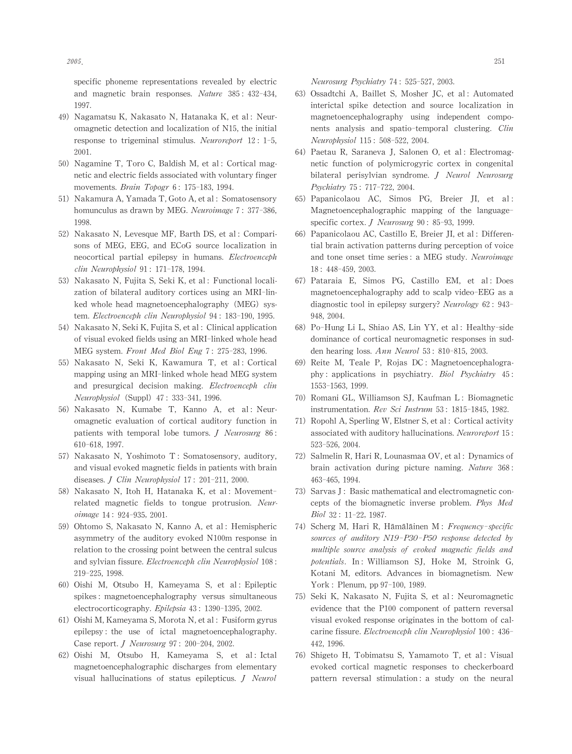specific phoneme representations revealed by electric and magnetic brain responses. *Nature* 385 : 432–434, 1997.

49) Nagamatsu K, Nakasato N, Hatanaka K, et al : Neuromagnetic detection and localization of N15, the initial response to trigeminal stimulus. *Neuroreport* 12 : 1–5, 2001.

50) Nagamine T, Toro C, Baldish M, et al : Cortical magnetic and electric fields associated with voluntary finger movements. *Brain Topogr* 6 : 175–183, 1994.

51) Nakamura A, Yamada T, Goto A, et al : Somatosensory homunculus as drawn by MEG. *Neuroimage* 7 : 377–386, 1998.

52) Nakasato N, Levesque MF, Barth DS, et al : Comparisons of MEG, EEG, and ECoG source localization in neocortical partial epilepsy in humans. *Electroenceph clin Neurophysiol* 91 : 171–178, 1994.

53) Nakasato N, Fujita S, Seki K, et al : Functional localization of bilateral auditory cortices using an MRI-linked whole head magnetoencephalography (MEG) system. *Electroenceph clin Neurophysiol* 94 : 183–190, 1995.

54) Nakasato N, Seki K, Fujita S, et al : Clinical application of visual evoked fields using an MRI-linked whole head MEG system. *Front Med Biol Eng* 7 : 275–283, 1996.

55) Nakasato N, Seki K, Kawamura T, et al : Cortical mapping using an MRI-linked whole head MEG system and presurgical decision making. *Electroenceph clin Neurophysiol* (Suppl) 47 : 333–341, 1996.

56) Nakasato N, Kumabe T, Kanno A, et al : Neuromagnetic evaluation of cortical auditory function in patients with temporal lobe tumors. *J Neurosurg* 86 : 610–618, 1997.

57) Nakasato N, Yoshimoto T : Somatosensory, auditory, and visual evoked magnetic fields in patients with brain diseases. *J Clin Neurophysiol* 17 : 201–211, 2000.

58) Nakasato N, Itoh H, Hatanaka K, et al : Movement-related magnetic fields to tongue protrusion. *Neuroimage* 14 : 924–935, 2001.

59) Ohtomo S, Nakasato N, Kanno A, et al : Hemispheric asymmetry of the auditory evoked N100m response in relation to the crossing point between the central sulcus and sylvian fissure. *Electroenceph clin Neurophysiol* 108 : 219–225, 1998.

60) Oishi M, Otsubo H, Kameyama S, et al : Epileptic spikes : magnetoencephalography versus simultaneous electrocorticography. *Epilepsia* 43 : 1390–1395, 2002.

61) Oishi M, Kameyama S, Morota N, et al : Fusiform gyrus epilepsy : the use of ictal magnetoencephalography. Case report. *J Neurosurg* 97 : 200–204, 2002.

62) Oishi M, Otsubo H, Kameyama S, et al : Ictal magnetoencephalographic discharges from elementary visual hallucinations of status epilepticus. *J Neurol Neurosurg Psychiatry* 74 : 525–527, 2003.

63) Ossadtchi A, Baillet S, Mosher JC, et al : Automated interictal spike detection and source localization in magnetoencephalography using independent components analysis and spatio-temporal clustering. *Clin Neurophysiol* 115 : 508–522, 2004.

64) Paetau R, Saraneva J, Salonen O, et al : Electromagnetic function of polymicrogyric cortex in congenital bilateral perisylvian syndrome. *J Neurol Neurosurg Psychiatry* 75 : 717–722, 2004.

65) Papanicolaou AC, Simos PG, Breier JI, et al : Magnetoencephalographic mapping of the language-specific cortex. *J Neurosurg* 90 : 85–93, 1999.

66) Papanicolaou AC, Castillo E, Breier JI, et al : Differential brain activation patterns during perception of voice and tone onset time series : a MEG study. *Neuroimage* 18 : 448–459, 2003.

67) Pataraia E, Simos PG, Castillo EM, et al : Does magnetoencephalography add to scalp video-EEG as a diagnostic tool in epilepsy surgery? *Neurology* 62 : 943–948, 2004.

68) Po-Hung Li L, Shiao AS, Lin YY, et al : Healthy-side dominance of cortical neuromagnetic responses in sudden hearing loss. *Ann Neurol* 53 : 810–815, 2003.

69) Reite M, Teale P, Rojas DC : Magnetoencephalography : applications in psychiatry. *Biol Psychiatry* 45 : 1553–1563, 1999.

70) Romani GL, Williamson SJ, Kaufman L : Biomagnetic instrumentation. *Rev Sci Instrum* 53 : 1815–1845, 1982.

71) Ropohl A, Sperling W, Elstner S, et al : Cortical activity associated with auditory hallucinations. *Neuroreport* 15 : 523–526, 2004.

72) Salmelin R, Hari R, Lounasmaa OV, et al : Dynamics of brain activation during picture naming. *Nature* 368 : 463–465, 1994.

73) Sarvas J : Basic mathematical and electromagnetic concepts of the biomagnetic inverse problem. *Phys Med Biol* 32 : 11–22, 1987.

74) Scherg M, Hari R, Hämäläinen M : *Frequency-specific sources of auditory N19-P30-P50 response detected by multiple source analysis of evoked magnetic fields and potentials*. In : Williamson SJ, Hoke M, Stroink G, Kotani M, editors. Advances in biomagnetism. New York : Plenum, pp 97–100, 1989.

75) Seki K, Nakasato N, Fujita S, et al : Neuromagnetic evidence that the P100 component of pattern reversal visual evoked response originates in the bottom of calcarine fissure. *Electroenceph clin Neurophysiol* 100 : 436–442, 1996.

76) Shigeto H, Tobimatsu S, Yamamoto T, et al : Visual evoked cortical magnetic responses to checkerboard pattern reversal stimulation : a study on the neural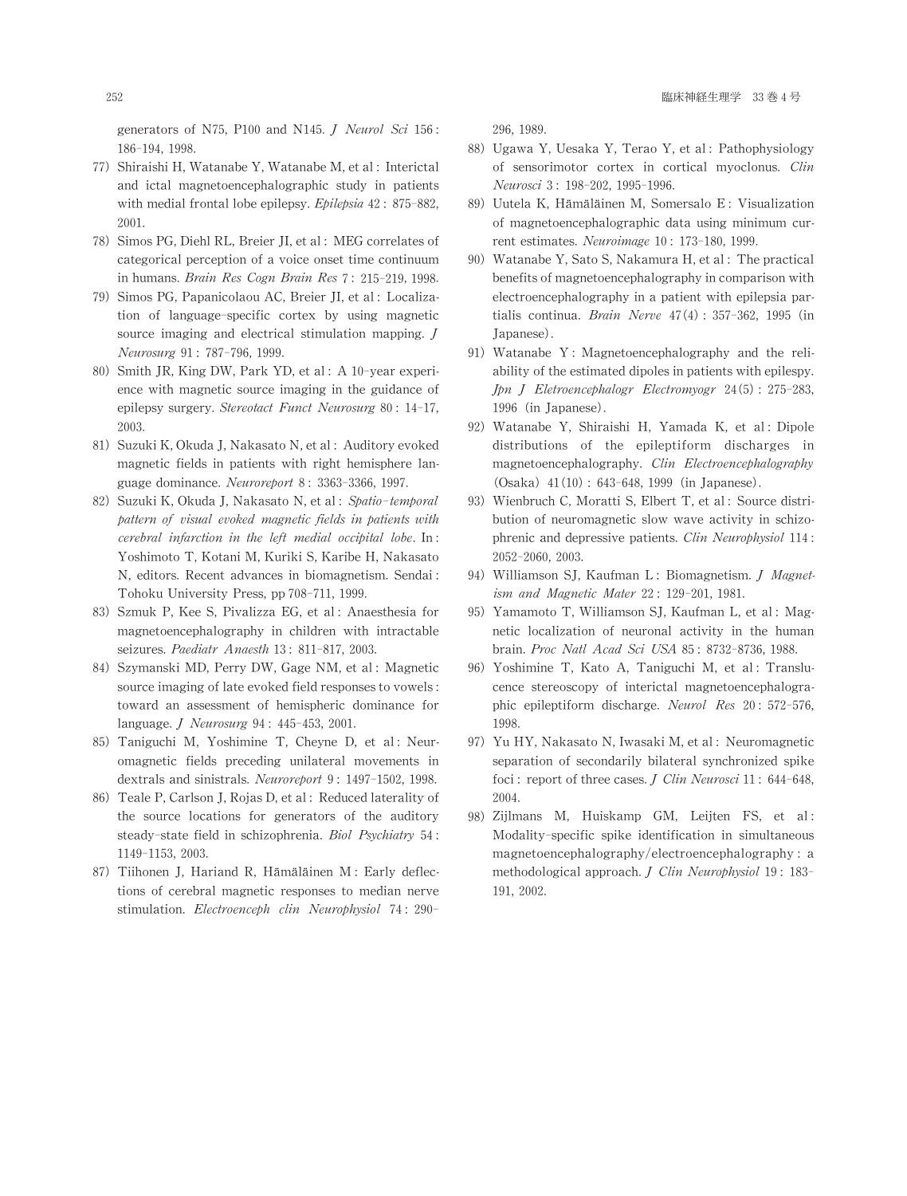generators of N75, P100 and N145. *J Neurol Sci* 156 : 186–194, 1998.

77) Shiraishi H, Watanabe Y, Watanabe M, et al : Interictal and ictal magnetoencephalographic study in patients with medial frontal lobe epilepsy. *Epilepsia* 42 : 875–882, 2001.

78) Simos PG, Diehl RL, Breier JI, et al : MEG correlates of categorical perception of a voice onset time continuum in humans. *Brain Res Cogn Brain Res* 7 : 215–219, 1998.

79) Simos PG, Papanicolaou AC, Breier JI, et al : Localization of language-specific cortex by using magnetic source imaging and electrical stimulation mapping. *J Neurosurg* 91 : 787–796, 1999.

80) Smith JR, King DW, Park YD, et al : A 10-year experience with magnetic source imaging in the guidance of epilepsy surgery. *Stereotact Funct Neurosurg* 80 : 14–17, 2003.

81) Suzuki K, Okuda J, Nakasato N, et al : Auditory evoked magnetic fields in patients with right hemisphere language dominance. *Neuroreport* 8 : 3363–3366, 1997.

82) Suzuki K, Okuda J, Nakasato N, et al : *Spatio-temporal pattern of visual evoked magnetic fields in patients with cerebral infarction in the left medial occipital lobe*. In : Yoshimoto T, Kotani M, Kuriki S, Karibe H, Nakasato N, editors. Recent advances in biomagnetism. Sendai : Tohoku University Press, pp 708–711, 1999.

83) Szmuk P, Kee S, Pivalizza EG, et al : Anaesthesia for magnetoencephalography in children with intractable seizures. *Paediatr Anaesth* 13 : 811–817, 2003.

84) Szymanski MD, Perry DW, Gage NM, et al : Magnetic source imaging of late evoked field responses to vowels : toward an assessment of hemispheric dominance for language. *J Neurosurg* 94 : 445–453, 2001.

85) Taniguchi M, Yoshimine T, Cheyne D, et al : Neuromagnetic fields preceding unilateral movements in dextrals and sinistrals. *Neuroreport* 9 : 1497–1502, 1998.

86) Teale P, Carlson J, Rojas D, et al : Reduced laterality of the source locations for generators of the auditory steady-state field in schizophrenia. *Biol Psychiatry* 54 : 1149–1153, 2003.

87) Tiihonen J, Hariand R, Hämäläinen M : Early deflections of cerebral magnetic responses to median nerve stimulation. *Electroenceph clin Neurophysiol* 74 : 290–296, 1989.

88) Ugawa Y, Uesaka Y, Terao Y, et al : Pathophysiology of sensorimotor cortex in cortical myoclonus. *Clin Neurosci* 3 : 198–202, 1995–1996.

89) Uutela K, Hämäläinen M, Somersalo E : Visualization of magnetoencephalographic data using minimum current estimates. *Neuroimage* 10 : 173–180, 1999.

90) Watanabe Y, Sato S, Nakamura H, et al : The practical benefits of magnetoencephalography in comparison with electroencephalography in a patient with epilepsia partialis continua. *Brain Nerve* 47(4) : 357–362, 1995 (in Japanese).

91) Watanabe Y : Magnetoencephalography and the reliability of the estimated dipoles in patients with epilespy. *Jpn J Eletroencephalogr Electromyogr* 24(5) : 275–283, 1996 (in Japanese).

92) Watanabe Y, Shiraishi H, Yamada K, et al : Dipole distributions of the epileptiform discharges in magnetoencephalography. *Clin Electroencephalography* (Osaka) 41(10) : 643–648, 1999 (in Japanese).

93) Wienbruch C, Moratti S, Elbert T, et al : Source distribution of neuromagnetic slow wave activity in schizophrenic and depressive patients. *Clin Neurophysiol* 114 : 2052–2060, 2003.

94) Williamson SJ, Kaufman L : Biomagnetism. *J Magnetism and Magnetic Mater* 22 : 129–201, 1981.

95) Yamamoto T, Williamson SJ, Kaufman L, et al : Magnetic localization of neuronal activity in the human brain. *Proc Natl Acad Sci USA* 85 : 8732–8736, 1988.

96) Yoshimine T, Kato A, Taniguchi M, et al : Translucence stereoscopy of interictal magnetoencephalographic epileptiform discharge. *Neurol Res* 20 : 572–576, 1998.

97) Yu HY, Nakasato N, Iwasaki M, et al : Neuromagnetic separation of secondarily bilateral synchronized spike foci : report of three cases. *J Clin Neurosci* 11 : 644–648, 2004.

98) Zijlmans M, Huiskamp GM, Leijten FS, et al : Modality-specific spike identification in simultaneous magnetoencephalography/electroencephalography : a methodological approach. *J Clin Neurophysiol* 19 : 183–191, 2002.